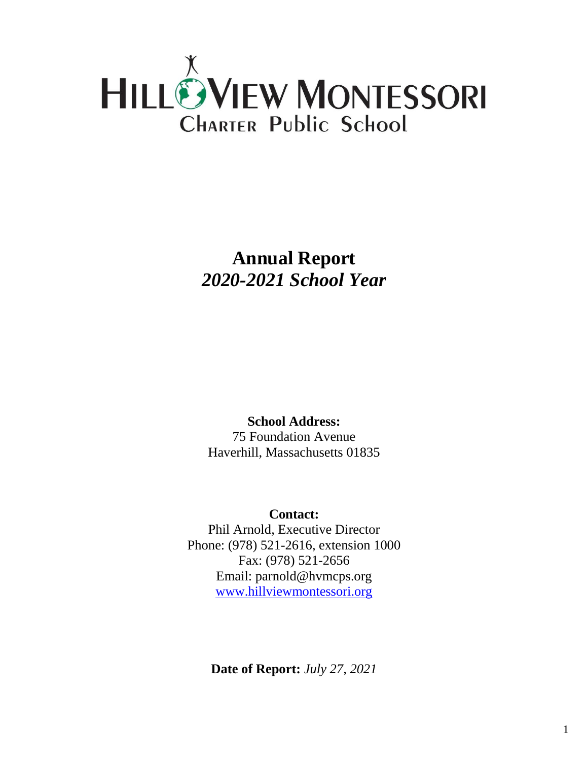# HILL VIEW MONTESSORI
## Charter Public School

# Annual Report
## *2020-2021 School Year*

**School Address:**
75 Foundation Avenue
Haverhill, Massachusetts 01835

**Contact:**
Phil Arnold, Executive Director
Phone: (978) 521-2616, extension 1000
Fax: (978) 521-2656
Email: parnold@hvmcps.org
www.hillviewmontessori.org

**Date of Report:** *July 27, 2021*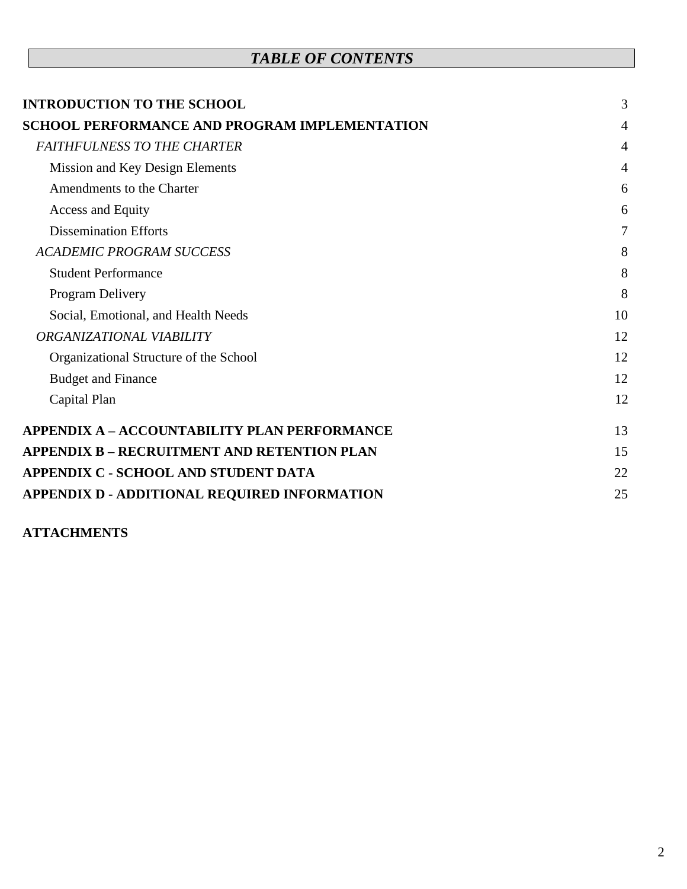# *TABLE OF CONTENTS*

| | |
|---|---|
| **INTRODUCTION TO THE SCHOOL** | 3 |
| **SCHOOL PERFORMANCE AND PROGRAM IMPLEMENTATION** | 4 |
| *FAITHFULNESS TO THE CHARTER* | 4 |
| Mission and Key Design Elements | 4 |
| Amendments to the Charter | 6 |
| Access and Equity | 6 |
| Dissemination Efforts | 7 |
| *ACADEMIC PROGRAM SUCCESS* | 8 |
| Student Performance | 8 |
| Program Delivery | 8 |
| Social, Emotional, and Health Needs | 10 |
| *ORGANIZATIONAL VIABILITY* | 12 |
| Organizational Structure of the School | 12 |
| Budget and Finance | 12 |
| Capital Plan | 12 |
| **APPENDIX A – ACCOUNTABILITY PLAN PERFORMANCE** | 13 |
| **APPENDIX B – RECRUITMENT AND RETENTION PLAN** | 15 |
| **APPENDIX C - SCHOOL AND STUDENT DATA** | 22 |
| **APPENDIX D - ADDITIONAL REQUIRED INFORMATION** | 25 |

**ATTACHMENTS**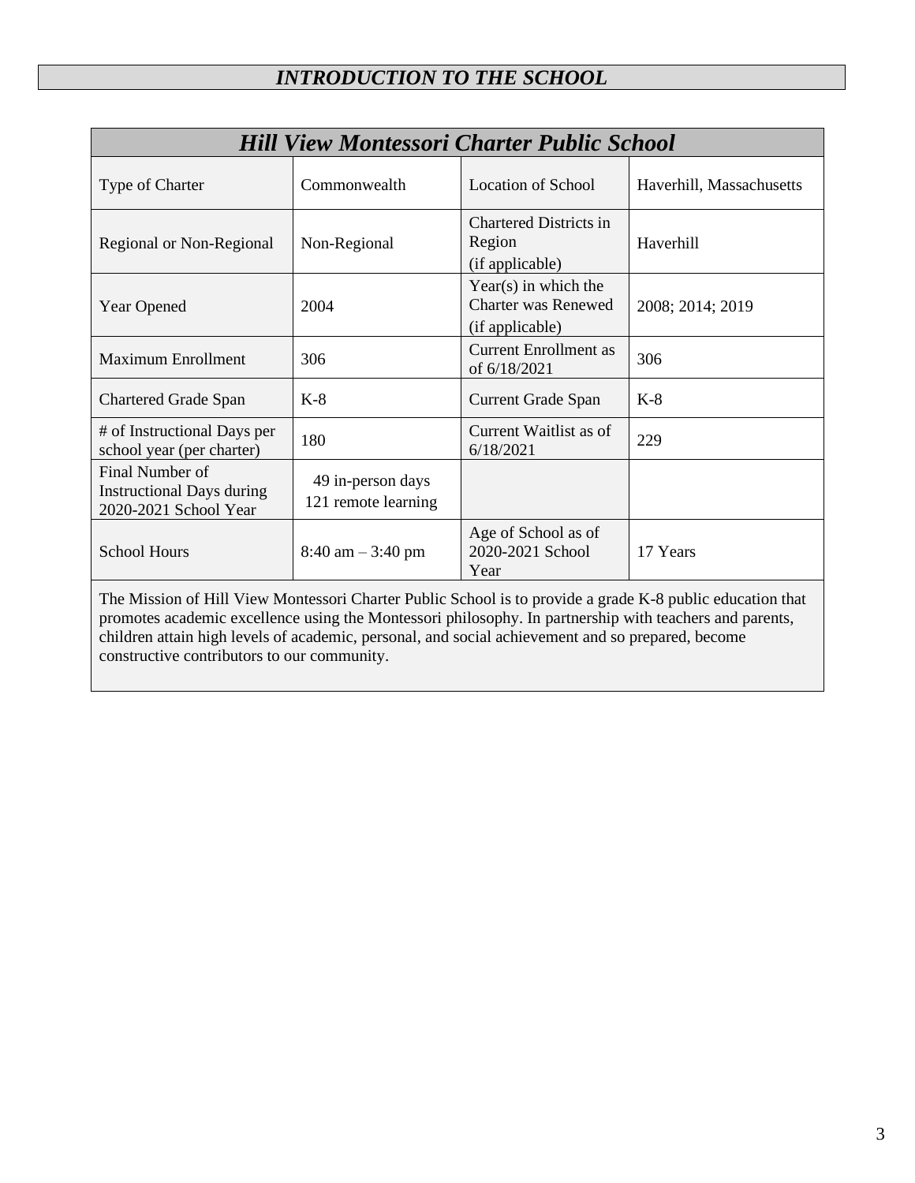## *INTRODUCTION TO THE SCHOOL*

| *Hill View Montessori Charter Public School* | | | |
|---|---|---|---|
| Type of Charter | Commonwealth | Location of School | Haverhill, Massachusetts |
| Regional or Non-Regional | Non-Regional | Chartered Districts in Region (if applicable) | Haverhill |
| Year Opened | 2004 | Year(s) in which the Charter was Renewed (if applicable) | 2008; 2014; 2019 |
| Maximum Enrollment | 306 | Current Enrollment as of 6/18/2021 | 306 |
| Chartered Grade Span | K-8 | Current Grade Span | K-8 |
| # of Instructional Days per school year (per charter) | 180 | Current Waitlist as of 6/18/2021 | 229 |
| Final Number of Instructional Days during 2020-2021 School Year | 49 in-person days 121 remote learning | | |
| School Hours | 8:40 am – 3:40 pm | Age of School as of 2020-2021 School Year | 17 Years |

The Mission of Hill View Montessori Charter Public School is to provide a grade K-8 public education that promotes academic excellence using the Montessori philosophy. In partnership with teachers and parents, children attain high levels of academic, personal, and social achievement and so prepared, become constructive contributors to our community.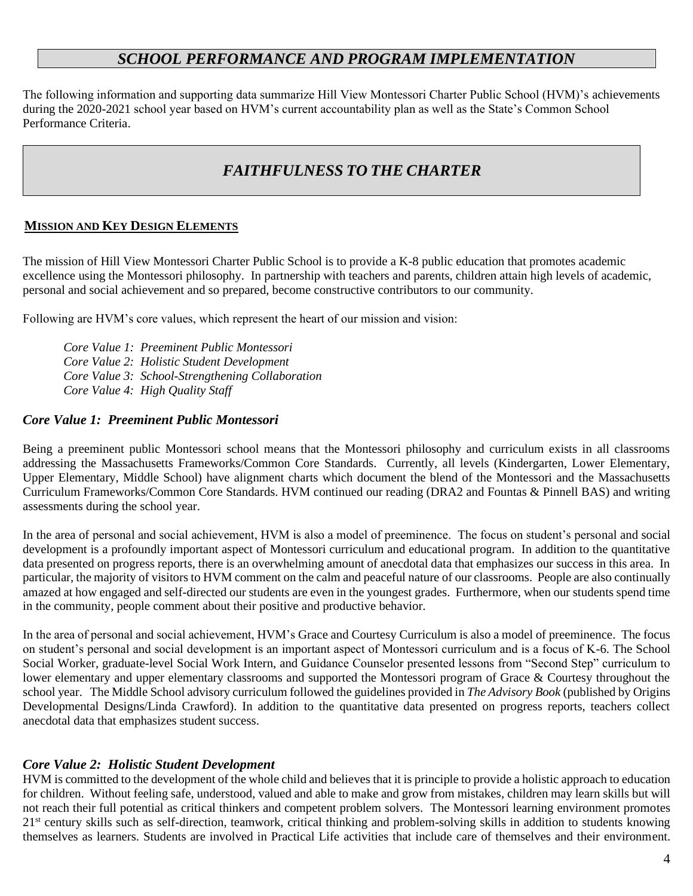# *SCHOOL PERFORMANCE AND PROGRAM IMPLEMENTATION*

The following information and supporting data summarize Hill View Montessori Charter Public School (HVM)'s achievements during the 2020-2021 school year based on HVM's current accountability plan as well as the State's Common School Performance Criteria.

# *FAITHFULNESS TO THE CHARTER*

## MISSION AND KEY DESIGN ELEMENTS

The mission of Hill View Montessori Charter Public School is to provide a K-8 public education that promotes academic excellence using the Montessori philosophy. In partnership with teachers and parents, children attain high levels of academic, personal and social achievement and so prepared, become constructive contributors to our community.

Following are HVM's core values, which represent the heart of our mission and vision:

*Core Value 1: Preeminent Public Montessori*
*Core Value 2: Holistic Student Development*
*Core Value 3: School-Strengthening Collaboration*
*Core Value 4: High Quality Staff*

### *Core Value 1: Preeminent Public Montessori*

Being a preeminent public Montessori school means that the Montessori philosophy and curriculum exists in all classrooms addressing the Massachusetts Frameworks/Common Core Standards. Currently, all levels (Kindergarten, Lower Elementary, Upper Elementary, Middle School) have alignment charts which document the blend of the Montessori and the Massachusetts Curriculum Frameworks/Common Core Standards. HVM continued our reading (DRA2 and Fountas & Pinnell BAS) and writing assessments during the school year.

In the area of personal and social achievement, HVM is also a model of preeminence. The focus on student's personal and social development is a profoundly important aspect of Montessori curriculum and educational program. In addition to the quantitative data presented on progress reports, there is an overwhelming amount of anecdotal data that emphasizes our success in this area. In particular, the majority of visitors to HVM comment on the calm and peaceful nature of our classrooms. People are also continually amazed at how engaged and self-directed our students are even in the youngest grades. Furthermore, when our students spend time in the community, people comment about their positive and productive behavior.

In the area of personal and social achievement, HVM's Grace and Courtesy Curriculum is also a model of preeminence. The focus on student's personal and social development is an important aspect of Montessori curriculum and is a focus of K-6. The School Social Worker, graduate-level Social Work Intern, and Guidance Counselor presented lessons from "Second Step" curriculum to lower elementary and upper elementary classrooms and supported the Montessori program of Grace & Courtesy throughout the school year. The Middle School advisory curriculum followed the guidelines provided in *The Advisory Book* (published by Origins Developmental Designs/Linda Crawford). In addition to the quantitative data presented on progress reports, teachers collect anecdotal data that emphasizes student success.

### *Core Value 2: Holistic Student Development*

HVM is committed to the development of the whole child and believes that it is principle to provide a holistic approach to education for children. Without feeling safe, understood, valued and able to make and grow from mistakes, children may learn skills but will not reach their full potential as critical thinkers and competent problem solvers. The Montessori learning environment promotes 21st century skills such as self-direction, teamwork, critical thinking and problem-solving skills in addition to students knowing themselves as learners. Students are involved in Practical Life activities that include care of themselves and their environment.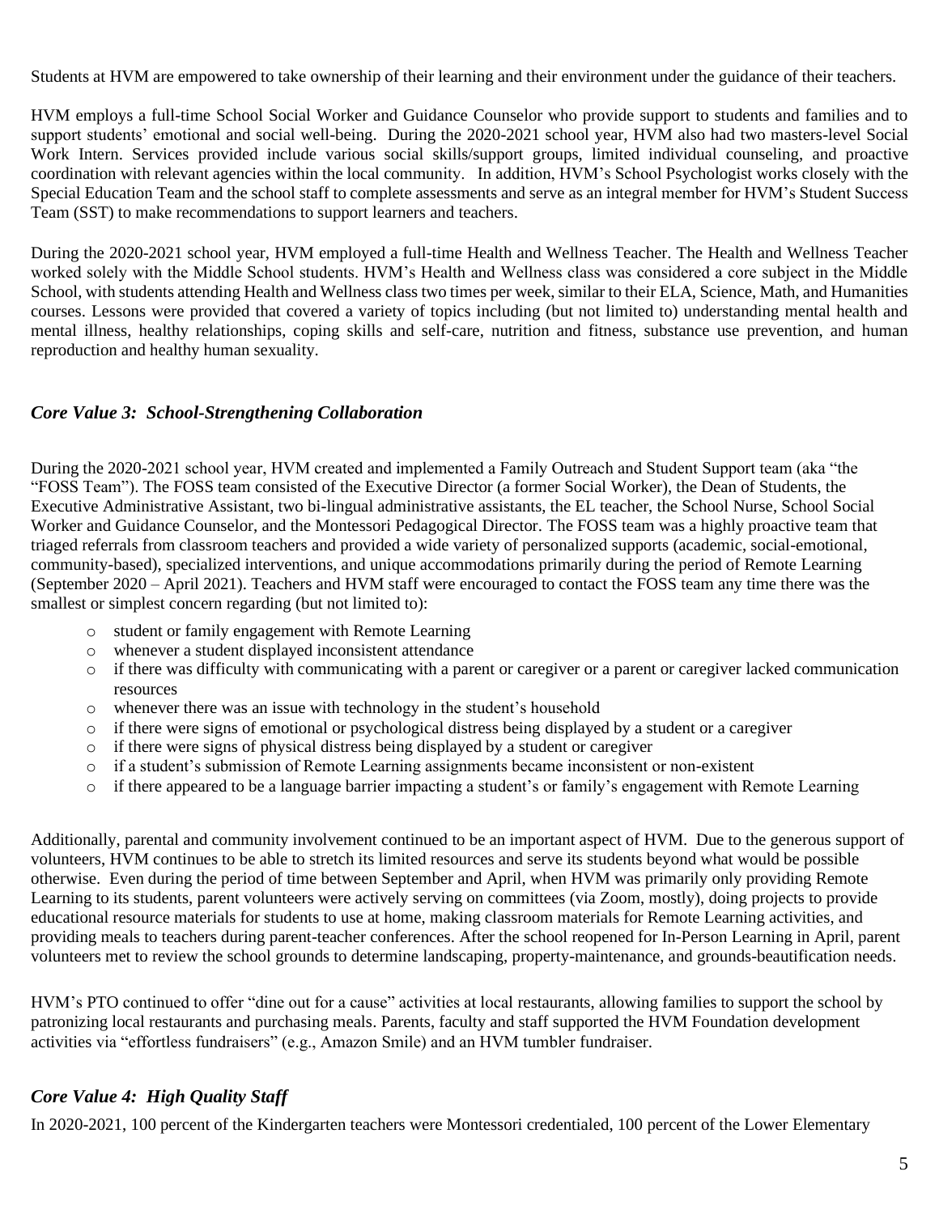Students at HVM are empowered to take ownership of their learning and their environment under the guidance of their teachers.

HVM employs a full-time School Social Worker and Guidance Counselor who provide support to students and families and to support students' emotional and social well-being. During the 2020-2021 school year, HVM also had two masters-level Social Work Intern. Services provided include various social skills/support groups, limited individual counseling, and proactive coordination with relevant agencies within the local community. In addition, HVM's School Psychologist works closely with the Special Education Team and the school staff to complete assessments and serve as an integral member for HVM's Student Success Team (SST) to make recommendations to support learners and teachers.

During the 2020-2021 school year, HVM employed a full-time Health and Wellness Teacher. The Health and Wellness Teacher worked solely with the Middle School students. HVM's Health and Wellness class was considered a core subject in the Middle School, with students attending Health and Wellness class two times per week, similar to their ELA, Science, Math, and Humanities courses. Lessons were provided that covered a variety of topics including (but not limited to) understanding mental health and mental illness, healthy relationships, coping skills and self-care, nutrition and fitness, substance use prevention, and human reproduction and healthy human sexuality.

### *Core Value 3: School-Strengthening Collaboration*

During the 2020-2021 school year, HVM created and implemented a Family Outreach and Student Support team (aka "the "FOSS Team"). The FOSS team consisted of the Executive Director (a former Social Worker), the Dean of Students, the Executive Administrative Assistant, two bi-lingual administrative assistants, the EL teacher, the School Nurse, School Social Worker and Guidance Counselor, and the Montessori Pedagogical Director. The FOSS team was a highly proactive team that triaged referrals from classroom teachers and provided a wide variety of personalized supports (academic, social-emotional, community-based), specialized interventions, and unique accommodations primarily during the period of Remote Learning (September 2020 – April 2021). Teachers and HVM staff were encouraged to contact the FOSS team any time there was the smallest or simplest concern regarding (but not limited to):

- student or family engagement with Remote Learning
- whenever a student displayed inconsistent attendance
- if there was difficulty with communicating with a parent or caregiver or a parent or caregiver lacked communication resources
- whenever there was an issue with technology in the student's household
- if there were signs of emotional or psychological distress being displayed by a student or a caregiver
- if there were signs of physical distress being displayed by a student or caregiver
- if a student's submission of Remote Learning assignments became inconsistent or non-existent
- if there appeared to be a language barrier impacting a student's or family's engagement with Remote Learning

Additionally, parental and community involvement continued to be an important aspect of HVM. Due to the generous support of volunteers, HVM continues to be able to stretch its limited resources and serve its students beyond what would be possible otherwise. Even during the period of time between September and April, when HVM was primarily only providing Remote Learning to its students, parent volunteers were actively serving on committees (via Zoom, mostly), doing projects to provide educational resource materials for students to use at home, making classroom materials for Remote Learning activities, and providing meals to teachers during parent-teacher conferences. After the school reopened for In-Person Learning in April, parent volunteers met to review the school grounds to determine landscaping, property-maintenance, and grounds-beautification needs.

HVM's PTO continued to offer "dine out for a cause" activities at local restaurants, allowing families to support the school by patronizing local restaurants and purchasing meals. Parents, faculty and staff supported the HVM Foundation development activities via "effortless fundraisers" (e.g., Amazon Smile) and an HVM tumbler fundraiser.

### *Core Value 4: High Quality Staff*

In 2020-2021, 100 percent of the Kindergarten teachers were Montessori credentialed, 100 percent of the Lower Elementary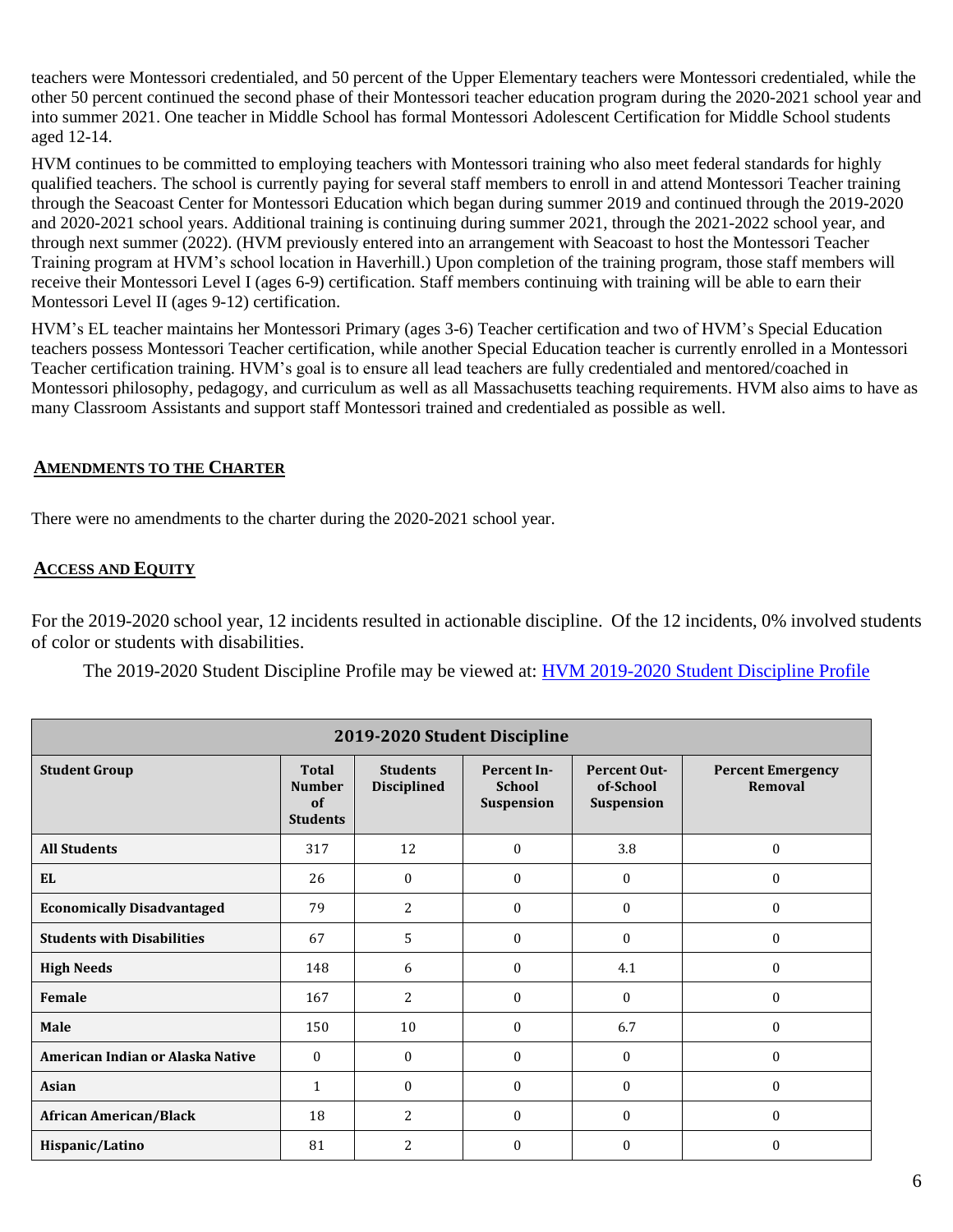teachers were Montessori credentialed, and 50 percent of the Upper Elementary teachers were Montessori credentialed, while the other 50 percent continued the second phase of their Montessori teacher education program during the 2020-2021 school year and into summer 2021. One teacher in Middle School has formal Montessori Adolescent Certification for Middle School students aged 12-14.

HVM continues to be committed to employing teachers with Montessori training who also meet federal standards for highly qualified teachers. The school is currently paying for several staff members to enroll in and attend Montessori Teacher training through the Seacoast Center for Montessori Education which began during summer 2019 and continued through the 2019-2020 and 2020-2021 school years. Additional training is continuing during summer 2021, through the 2021-2022 school year, and through next summer (2022). (HVM previously entered into an arrangement with Seacoast to host the Montessori Teacher Training program at HVM's school location in Haverhill.) Upon completion of the training program, those staff members will receive their Montessori Level I (ages 6-9) certification. Staff members continuing with training will be able to earn their Montessori Level II (ages 9-12) certification.

HVM's EL teacher maintains her Montessori Primary (ages 3-6) Teacher certification and two of HVM's Special Education teachers possess Montessori Teacher certification, while another Special Education teacher is currently enrolled in a Montessori Teacher certification training. HVM's goal is to ensure all lead teachers are fully credentialed and mentored/coached in Montessori philosophy, pedagogy, and curriculum as well as all Massachusetts teaching requirements. HVM also aims to have as many Classroom Assistants and support staff Montessori trained and credentialed as possible as well.

## AMENDMENTS TO THE CHARTER

There were no amendments to the charter during the 2020-2021 school year.

## ACCESS AND EQUITY

For the 2019-2020 school year, 12 incidents resulted in actionable discipline. Of the 12 incidents, 0% involved students of color or students with disabilities.

The 2019-2020 Student Discipline Profile may be viewed at: [HVM 2019-2020 Student Discipline Profile]

| 2019-2020 Student Discipline | | | | | |
|---|---|---|---|---|---|
| **Student Group** | **Total Number of Students** | **Students Disciplined** | **Percent In-School Suspension** | **Percent Out-of-School Suspension** | **Percent Emergency Removal** |
| **All Students** | 317 | 12 | 0 | 3.8 | 0 |
| **EL** | 26 | 0 | 0 | 0 | 0 |
| **Economically Disadvantaged** | 79 | 2 | 0 | 0 | 0 |
| **Students with Disabilities** | 67 | 5 | 0 | 0 | 0 |
| **High Needs** | 148 | 6 | 0 | 4.1 | 0 |
| **Female** | 167 | 2 | 0 | 0 | 0 |
| **Male** | 150 | 10 | 0 | 6.7 | 0 |
| **American Indian or Alaska Native** | 0 | 0 | 0 | 0 | 0 |
| **Asian** | 1 | 0 | 0 | 0 | 0 |
| **African American/Black** | 18 | 2 | 0 | 0 | 0 |
| **Hispanic/Latino** | 81 | 2 | 0 | 0 | 0 |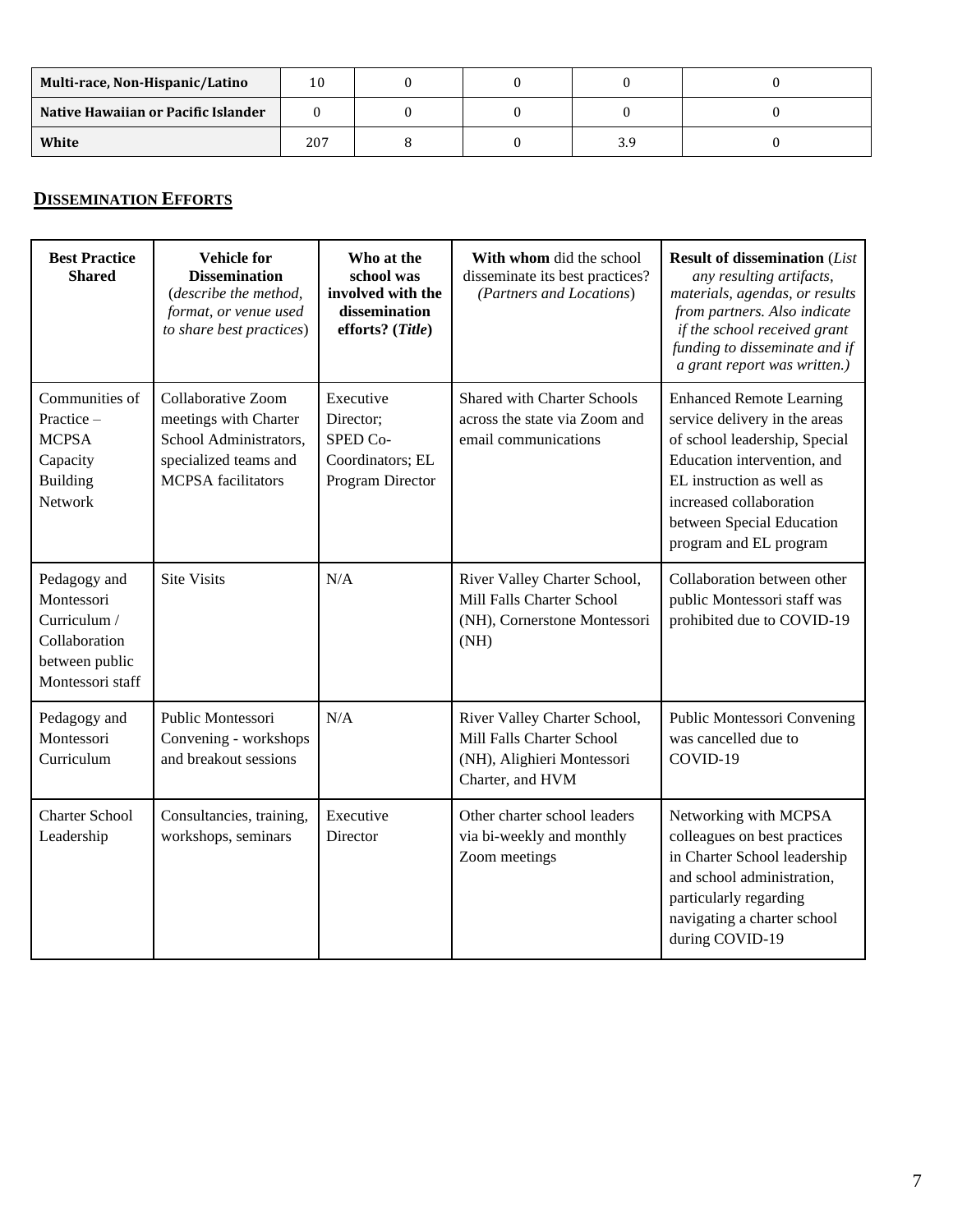| Multi-race, Non-Hispanic/Latino | 10 | 0 | 0 | 0 | 0 |
|---|---|---|---|---|---|
| Native Hawaiian or Pacific Islander | 0 | 0 | 0 | 0 | 0 |
| White | 207 | 8 | 0 | 3.9 | 0 |

## DISSEMINATION EFFORTS

| Best Practice Shared | Vehicle for Dissemination (*describe the method, format, or venue used to share best practices*) | Who at the school was involved with the dissemination efforts? (*Title*) | With whom did the school disseminate its best practices? (*Partners and Locations*) | Result of dissemination (*List any resulting artifacts, materials, agendas, or results from partners. Also indicate if the school received grant funding to disseminate and if a grant report was written.)* |
|---|---|---|---|---|
| Communities of Practice – MCPSA Capacity Building Network | Collaborative Zoom meetings with Charter School Administrators, specialized teams and MCPSA facilitators | Executive Director; SPED Co-Coordinators; EL Program Director | Shared with Charter Schools across the state via Zoom and email communications | Enhanced Remote Learning service delivery in the areas of school leadership, Special Education intervention, and EL instruction as well as increased collaboration between Special Education program and EL program |
| Pedagogy and Montessori Curriculum / Collaboration between public Montessori staff | Site Visits | N/A | River Valley Charter School, Mill Falls Charter School (NH), Cornerstone Montessori (NH) | Collaboration between other public Montessori staff was prohibited due to COVID-19 |
| Pedagogy and Montessori Curriculum | Public Montessori Convening - workshops and breakout sessions | N/A | River Valley Charter School, Mill Falls Charter School (NH), Alighieri Montessori Charter, and HVM | Public Montessori Convening was cancelled due to COVID-19 |
| Charter School Leadership | Consultancies, training, workshops, seminars | Executive Director | Other charter school leaders via bi-weekly and monthly Zoom meetings | Networking with MCPSA colleagues on best practices in Charter School leadership and school administration, particularly regarding navigating a charter school during COVID-19 |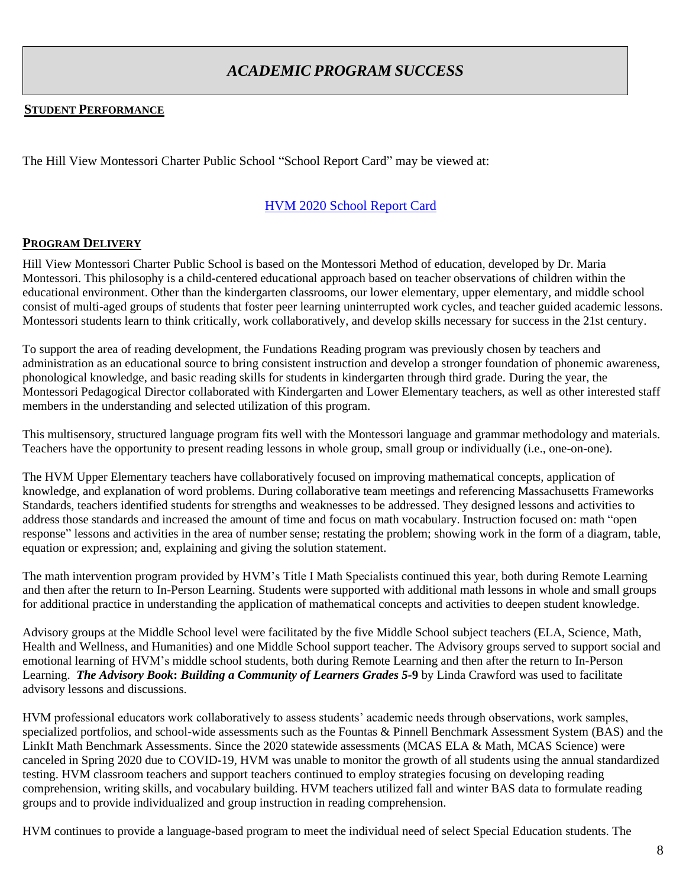# *ACADEMIC PROGRAM SUCCESS*

## STUDENT PERFORMANCE

The Hill View Montessori Charter Public School "School Report Card" may be viewed at:

HVM 2020 School Report Card

## PROGRAM DELIVERY

Hill View Montessori Charter Public School is based on the Montessori Method of education, developed by Dr. Maria Montessori. This philosophy is a child-centered educational approach based on teacher observations of children within the educational environment. Other than the kindergarten classrooms, our lower elementary, upper elementary, and middle school consist of multi-aged groups of students that foster peer learning uninterrupted work cycles, and teacher guided academic lessons. Montessori students learn to think critically, work collaboratively, and develop skills necessary for success in the 21st century.

To support the area of reading development, the Fundations Reading program was previously chosen by teachers and administration as an educational source to bring consistent instruction and develop a stronger foundation of phonemic awareness, phonological knowledge, and basic reading skills for students in kindergarten through third grade. During the year, the Montessori Pedagogical Director collaborated with Kindergarten and Lower Elementary teachers, as well as other interested staff members in the understanding and selected utilization of this program.

This multisensory, structured language program fits well with the Montessori language and grammar methodology and materials. Teachers have the opportunity to present reading lessons in whole group, small group or individually (i.e., one-on-one).

The HVM Upper Elementary teachers have collaboratively focused on improving mathematical concepts, application of knowledge, and explanation of word problems. During collaborative team meetings and referencing Massachusetts Frameworks Standards, teachers identified students for strengths and weaknesses to be addressed. They designed lessons and activities to address those standards and increased the amount of time and focus on math vocabulary. Instruction focused on: math "open response" lessons and activities in the area of number sense; restating the problem; showing work in the form of a diagram, table, equation or expression; and, explaining and giving the solution statement.

The math intervention program provided by HVM's Title I Math Specialists continued this year, both during Remote Learning and then after the return to In-Person Learning. Students were supported with additional math lessons in whole and small groups for additional practice in understanding the application of mathematical concepts and activities to deepen student knowledge.

Advisory groups at the Middle School level were facilitated by the five Middle School subject teachers (ELA, Science, Math, Health and Wellness, and Humanities) and one Middle School support teacher. The Advisory groups served to support social and emotional learning of HVM's middle school students, both during Remote Learning and then after the return to In-Person Learning. ***The Advisory Book*: *Building a Community of Learners Grades 5*-9** by Linda Crawford was used to facilitate advisory lessons and discussions.

HVM professional educators work collaboratively to assess students' academic needs through observations, work samples, specialized portfolios, and school-wide assessments such as the Fountas & Pinnell Benchmark Assessment System (BAS) and the LinkIt Math Benchmark Assessments. Since the 2020 statewide assessments (MCAS ELA & Math, MCAS Science) were canceled in Spring 2020 due to COVID-19, HVM was unable to monitor the growth of all students using the annual standardized testing. HVM classroom teachers and support teachers continued to employ strategies focusing on developing reading comprehension, writing skills, and vocabulary building. HVM teachers utilized fall and winter BAS data to formulate reading groups and to provide individualized and group instruction in reading comprehension.

HVM continues to provide a language-based program to meet the individual need of select Special Education students. The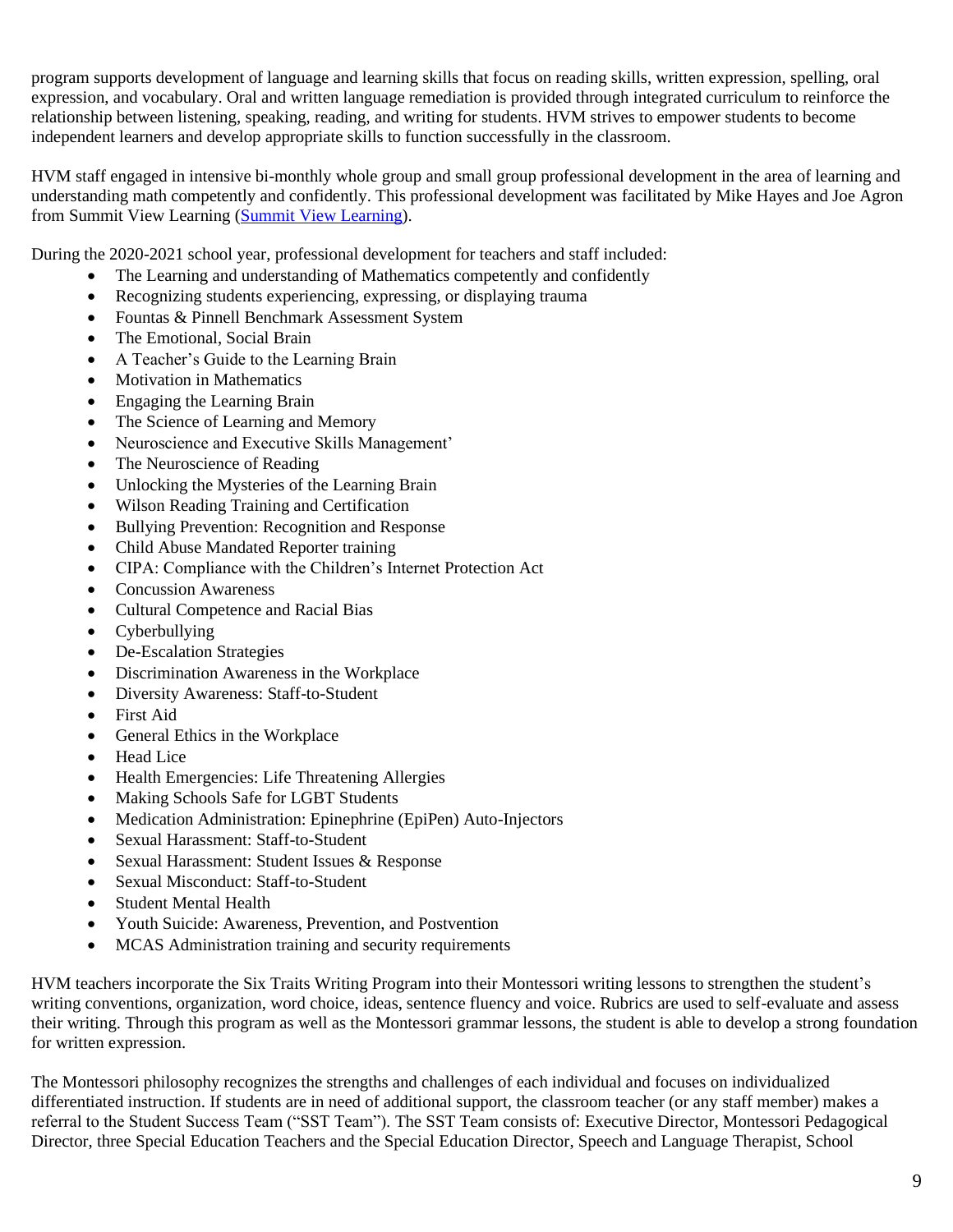program supports development of language and learning skills that focus on reading skills, written expression, spelling, oral expression, and vocabulary. Oral and written language remediation is provided through integrated curriculum to reinforce the relationship between listening, speaking, reading, and writing for students. HVM strives to empower students to become independent learners and develop appropriate skills to function successfully in the classroom.

HVM staff engaged in intensive bi-monthly whole group and small group professional development in the area of learning and understanding math competently and confidently. This professional development was facilitated by Mike Hayes and Joe Agron from Summit View Learning ([Summit View Learning]()).

During the 2020-2021 school year, professional development for teachers and staff included:

- The Learning and understanding of Mathematics competently and confidently
- Recognizing students experiencing, expressing, or displaying trauma
- Fountas & Pinnell Benchmark Assessment System
- The Emotional, Social Brain
- A Teacher's Guide to the Learning Brain
- Motivation in Mathematics
- Engaging the Learning Brain
- The Science of Learning and Memory
- Neuroscience and Executive Skills Management'
- The Neuroscience of Reading
- Unlocking the Mysteries of the Learning Brain
- Wilson Reading Training and Certification
- Bullying Prevention: Recognition and Response
- Child Abuse Mandated Reporter training
- CIPA: Compliance with the Children's Internet Protection Act
- Concussion Awareness
- Cultural Competence and Racial Bias
- Cyberbullying
- De-Escalation Strategies
- Discrimination Awareness in the Workplace
- Diversity Awareness: Staff-to-Student
- First Aid
- General Ethics in the Workplace
- Head Lice
- Health Emergencies: Life Threatening Allergies
- Making Schools Safe for LGBT Students
- Medication Administration: Epinephrine (EpiPen) Auto-Injectors
- Sexual Harassment: Staff-to-Student
- Sexual Harassment: Student Issues & Response
- Sexual Misconduct: Staff-to-Student
- Student Mental Health
- Youth Suicide: Awareness, Prevention, and Postvention
- MCAS Administration training and security requirements

HVM teachers incorporate the Six Traits Writing Program into their Montessori writing lessons to strengthen the student's writing conventions, organization, word choice, ideas, sentence fluency and voice. Rubrics are used to self-evaluate and assess their writing. Through this program as well as the Montessori grammar lessons, the student is able to develop a strong foundation for written expression.

The Montessori philosophy recognizes the strengths and challenges of each individual and focuses on individualized differentiated instruction. If students are in need of additional support, the classroom teacher (or any staff member) makes a referral to the Student Success Team ("SST Team"). The SST Team consists of: Executive Director, Montessori Pedagogical Director, three Special Education Teachers and the Special Education Director, Speech and Language Therapist, School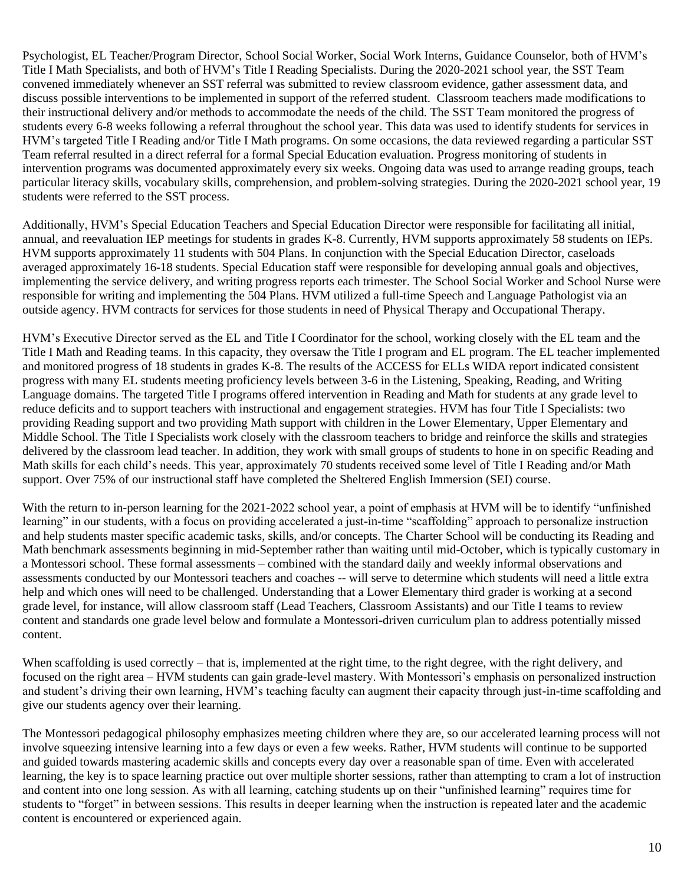Psychologist, EL Teacher/Program Director, School Social Worker, Social Work Interns, Guidance Counselor, both of HVM's Title I Math Specialists, and both of HVM's Title I Reading Specialists. During the 2020-2021 school year, the SST Team convened immediately whenever an SST referral was submitted to review classroom evidence, gather assessment data, and discuss possible interventions to be implemented in support of the referred student. Classroom teachers made modifications to their instructional delivery and/or methods to accommodate the needs of the child. The SST Team monitored the progress of students every 6-8 weeks following a referral throughout the school year. This data was used to identify students for services in HVM's targeted Title I Reading and/or Title I Math programs. On some occasions, the data reviewed regarding a particular SST Team referral resulted in a direct referral for a formal Special Education evaluation. Progress monitoring of students in intervention programs was documented approximately every six weeks. Ongoing data was used to arrange reading groups, teach particular literacy skills, vocabulary skills, comprehension, and problem-solving strategies. During the 2020-2021 school year, 19 students were referred to the SST process.

Additionally, HVM's Special Education Teachers and Special Education Director were responsible for facilitating all initial, annual, and reevaluation IEP meetings for students in grades K-8. Currently, HVM supports approximately 58 students on IEPs. HVM supports approximately 11 students with 504 Plans. In conjunction with the Special Education Director, caseloads averaged approximately 16-18 students. Special Education staff were responsible for developing annual goals and objectives, implementing the service delivery, and writing progress reports each trimester. The School Social Worker and School Nurse were responsible for writing and implementing the 504 Plans. HVM utilized a full-time Speech and Language Pathologist via an outside agency. HVM contracts for services for those students in need of Physical Therapy and Occupational Therapy.

HVM's Executive Director served as the EL and Title I Coordinator for the school, working closely with the EL team and the Title I Math and Reading teams. In this capacity, they oversaw the Title I program and EL program. The EL teacher implemented and monitored progress of 18 students in grades K-8. The results of the ACCESS for ELLs WIDA report indicated consistent progress with many EL students meeting proficiency levels between 3-6 in the Listening, Speaking, Reading, and Writing Language domains. The targeted Title I programs offered intervention in Reading and Math for students at any grade level to reduce deficits and to support teachers with instructional and engagement strategies. HVM has four Title I Specialists: two providing Reading support and two providing Math support with children in the Lower Elementary, Upper Elementary and Middle School. The Title I Specialists work closely with the classroom teachers to bridge and reinforce the skills and strategies delivered by the classroom lead teacher. In addition, they work with small groups of students to hone in on specific Reading and Math skills for each child's needs. This year, approximately 70 students received some level of Title I Reading and/or Math support. Over 75% of our instructional staff have completed the Sheltered English Immersion (SEI) course.

With the return to in-person learning for the 2021-2022 school year, a point of emphasis at HVM will be to identify "unfinished learning" in our students, with a focus on providing accelerated a just-in-time "scaffolding" approach to personalize instruction and help students master specific academic tasks, skills, and/or concepts. The Charter School will be conducting its Reading and Math benchmark assessments beginning in mid-September rather than waiting until mid-October, which is typically customary in a Montessori school. These formal assessments – combined with the standard daily and weekly informal observations and assessments conducted by our Montessori teachers and coaches -- will serve to determine which students will need a little extra help and which ones will need to be challenged. Understanding that a Lower Elementary third grader is working at a second grade level, for instance, will allow classroom staff (Lead Teachers, Classroom Assistants) and our Title I teams to review content and standards one grade level below and formulate a Montessori-driven curriculum plan to address potentially missed content.

When scaffolding is used correctly – that is, implemented at the right time, to the right degree, with the right delivery, and focused on the right area – HVM students can gain grade-level mastery. With Montessori's emphasis on personalized instruction and student's driving their own learning, HVM's teaching faculty can augment their capacity through just-in-time scaffolding and give our students agency over their learning.

The Montessori pedagogical philosophy emphasizes meeting children where they are, so our accelerated learning process will not involve squeezing intensive learning into a few days or even a few weeks. Rather, HVM students will continue to be supported and guided towards mastering academic skills and concepts every day over a reasonable span of time. Even with accelerated learning, the key is to space learning practice out over multiple shorter sessions, rather than attempting to cram a lot of instruction and content into one long session. As with all learning, catching students up on their "unfinished learning" requires time for students to "forget" in between sessions. This results in deeper learning when the instruction is repeated later and the academic content is encountered or experienced again.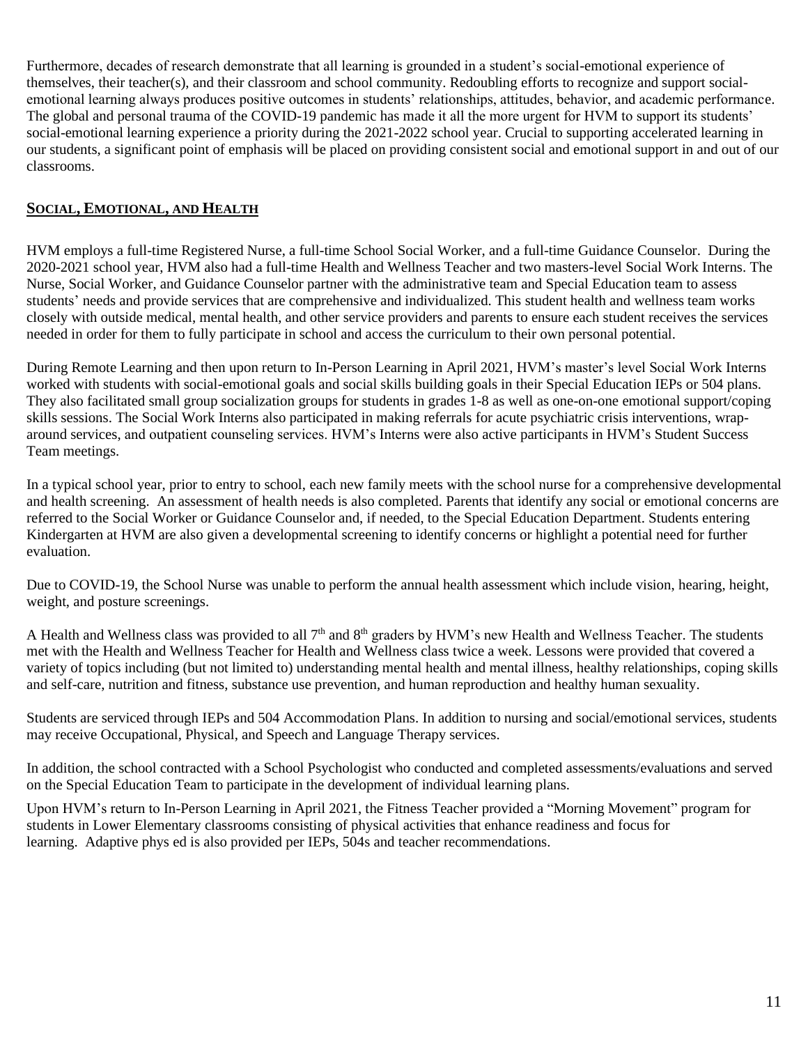Furthermore, decades of research demonstrate that all learning is grounded in a student's social-emotional experience of themselves, their teacher(s), and their classroom and school community. Redoubling efforts to recognize and support social-emotional learning always produces positive outcomes in students' relationships, attitudes, behavior, and academic performance. The global and personal trauma of the COVID-19 pandemic has made it all the more urgent for HVM to support its students' social-emotional learning experience a priority during the 2021-2022 school year. Crucial to supporting accelerated learning in our students, a significant point of emphasis will be placed on providing consistent social and emotional support in and out of our classrooms.

## Social, Emotional, and Health

HVM employs a full-time Registered Nurse, a full-time School Social Worker, and a full-time Guidance Counselor. During the 2020-2021 school year, HVM also had a full-time Health and Wellness Teacher and two masters-level Social Work Interns. The Nurse, Social Worker, and Guidance Counselor partner with the administrative team and Special Education team to assess students' needs and provide services that are comprehensive and individualized. This student health and wellness team works closely with outside medical, mental health, and other service providers and parents to ensure each student receives the services needed in order for them to fully participate in school and access the curriculum to their own personal potential.

During Remote Learning and then upon return to In-Person Learning in April 2021, HVM's master's level Social Work Interns worked with students with social-emotional goals and social skills building goals in their Special Education IEPs or 504 plans. They also facilitated small group socialization groups for students in grades 1-8 as well as one-on-one emotional support/coping skills sessions. The Social Work Interns also participated in making referrals for acute psychiatric crisis interventions, wrap-around services, and outpatient counseling services. HVM's Interns were also active participants in HVM's Student Success Team meetings.

In a typical school year, prior to entry to school, each new family meets with the school nurse for a comprehensive developmental and health screening. An assessment of health needs is also completed. Parents that identify any social or emotional concerns are referred to the Social Worker or Guidance Counselor and, if needed, to the Special Education Department. Students entering Kindergarten at HVM are also given a developmental screening to identify concerns or highlight a potential need for further evaluation.

Due to COVID-19, the School Nurse was unable to perform the annual health assessment which include vision, hearing, height, weight, and posture screenings.

A Health and Wellness class was provided to all 7th and 8th graders by HVM's new Health and Wellness Teacher. The students met with the Health and Wellness Teacher for Health and Wellness class twice a week. Lessons were provided that covered a variety of topics including (but not limited to) understanding mental health and mental illness, healthy relationships, coping skills and self-care, nutrition and fitness, substance use prevention, and human reproduction and healthy human sexuality.

Students are serviced through IEPs and 504 Accommodation Plans. In addition to nursing and social/emotional services, students may receive Occupational, Physical, and Speech and Language Therapy services.

In addition, the school contracted with a School Psychologist who conducted and completed assessments/evaluations and served on the Special Education Team to participate in the development of individual learning plans.

Upon HVM's return to In-Person Learning in April 2021, the Fitness Teacher provided a "Morning Movement" program for students in Lower Elementary classrooms consisting of physical activities that enhance readiness and focus for learning. Adaptive phys ed is also provided per IEPs, 504s and teacher recommendations.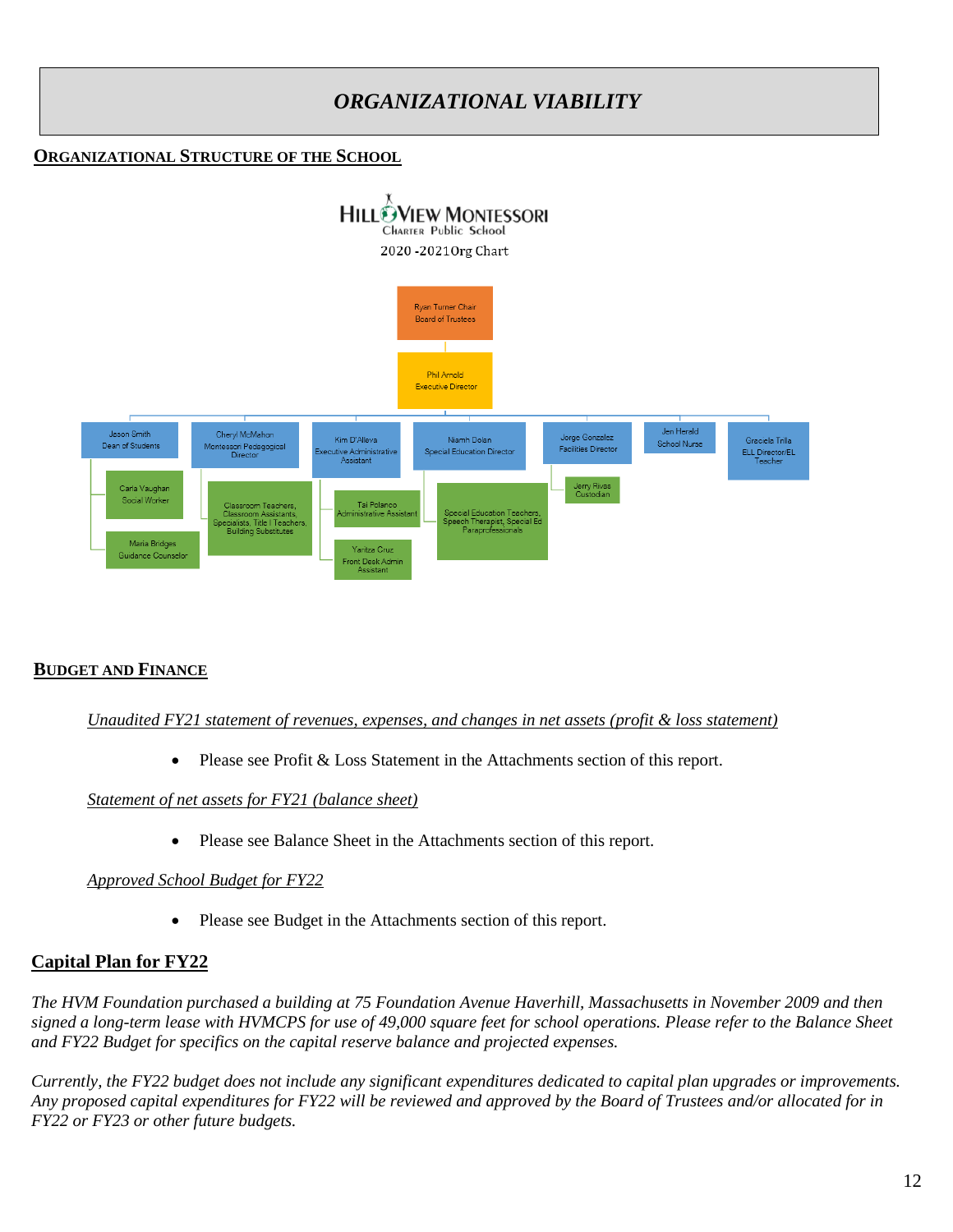# ORGANIZATIONAL VIABILITY

## ORGANIZATIONAL STRUCTURE OF THE SCHOOL

HILLVIEW MONTESSORI
Charter Public School
2020 -2021Org Chart

- Ryan Turner Chair, Board of Trustees
  - Phil Arnold, Executive Director
    - Jason Smith, Dean of Students
      - Carla Vaughan, Social Worker
      - Maria Bridges, Guidance Counselor
    - Cheryl McMahon, Montessori Pedagogical Director
      - Classroom Teachers, Classroom Assistants, Specialists, Title I Teachers, Building Substitutes
    - Kim D'Alleva, Executive Administrative Assistant
      - Tai Polanco, Administrative Assistant
      - Yaritza Cruz, Front Desk Admin Assistant
    - Niamh Dolan, Special Education Director
      - Special Education Teachers, Speech Therapist, Special Ed Paraprofessionals
    - Jorge Gonzalez, Facilities Director
      - Jerry Rivas, Custodian
    - Jen Herald, School Nurse
    - Graciela Trilla, ELL Director/EL Teacher

## BUDGET AND FINANCE

*Unaudited FY21 statement of revenues, expenses, and changes in net assets (profit & loss statement)*

- Please see Profit & Loss Statement in the Attachments section of this report.

*Statement of net assets for FY21 (balance sheet)*

- Please see Balance Sheet in the Attachments section of this report.

*Approved School Budget for FY22*

- Please see Budget in the Attachments section of this report.

## Capital Plan for FY22

*The HVM Foundation purchased a building at 75 Foundation Avenue Haverhill, Massachusetts in November 2009 and then signed a long-term lease with HVMCPS for use of 49,000 square feet for school operations. Please refer to the Balance Sheet and FY22 Budget for specifics on the capital reserve balance and projected expenses.*

*Currently, the FY22 budget does not include any significant expenditures dedicated to capital plan upgrades or improvements. Any proposed capital expenditures for FY22 will be reviewed and approved by the Board of Trustees and/or allocated for in FY22 or FY23 or other future budgets.*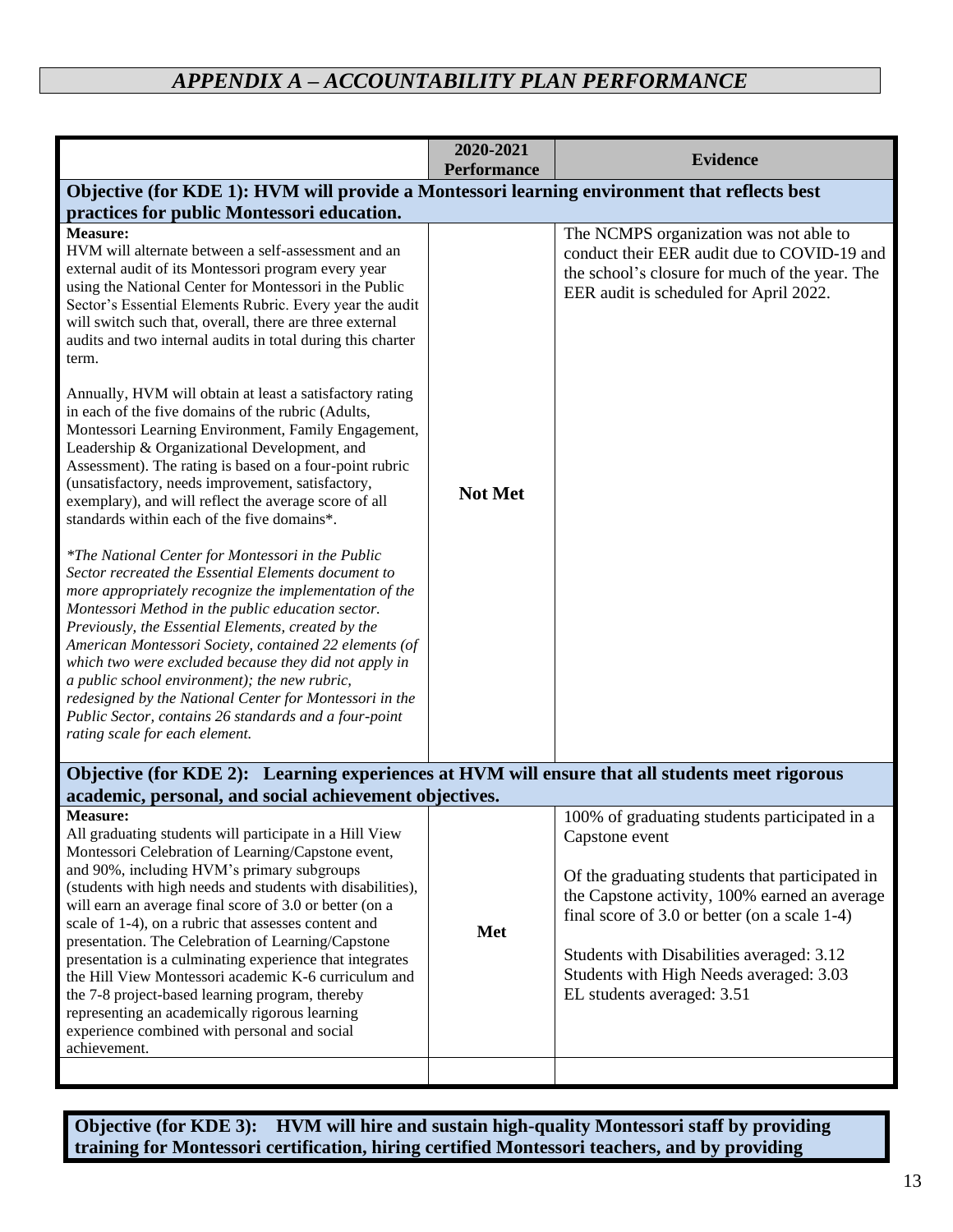## *APPENDIX A – ACCOUNTABILITY PLAN PERFORMANCE*

| | 2020-2021 Performance | Evidence |
|---|---|---|
| **Objective (for KDE 1): HVM will provide a Montessori learning environment that reflects best practices for public Montessori education.** | | |
| **Measure:**<br>HVM will alternate between a self-assessment and an external audit of its Montessori program every year using the National Center for Montessori in the Public Sector's Essential Elements Rubric. Every year the audit will switch such that, overall, there are three external audits and two internal audits in total during this charter term.<br><br>Annually, HVM will obtain at least a satisfactory rating in each of the five domains of the rubric (Adults, Montessori Learning Environment, Family Engagement, Leadership & Organizational Development, and Assessment). The rating is based on a four-point rubric (unsatisfactory, needs improvement, satisfactory, exemplary), and will reflect the average score of all standards within each of the five domains*.<br><br>*\*The National Center for Montessori in the Public Sector recreated the Essential Elements document to more appropriately recognize the implementation of the Montessori Method in the public education sector. Previously, the Essential Elements, created by the American Montessori Society, contained 22 elements (of which two were excluded because they did not apply in a public school environment); the new rubric, redesigned by the National Center for Montessori in the Public Sector, contains 26 standards and a four-point rating scale for each element.* | **Not Met** | The NCMPS organization was not able to conduct their EER audit due to COVID-19 and the school's closure for much of the year. The EER audit is scheduled for April 2022. |
| **Objective (for KDE 2): Learning experiences at HVM will ensure that all students meet rigorous academic, personal, and social achievement objectives.** | | |
| **Measure:**<br>All graduating students will participate in a Hill View Montessori Celebration of Learning/Capstone event, and 90%, including HVM's primary subgroups (students with high needs and students with disabilities), will earn an average final score of 3.0 or better (on a scale of 1-4), on a rubric that assesses content and presentation. The Celebration of Learning/Capstone presentation is a culminating experience that integrates the Hill View Montessori academic K-6 curriculum and the 7-8 project-based learning program, thereby representing an academically rigorous learning experience combined with personal and social achievement. | **Met** | 100% of graduating students participated in a Capstone event<br><br>Of the graduating students that participated in the Capstone activity, 100% earned an average final score of 3.0 or better (on a scale 1-4)<br><br>Students with Disabilities averaged: 3.12<br>Students with High Needs averaged: 3.03<br>EL students averaged: 3.51 |
| | | |

**Objective (for KDE 3): HVM will hire and sustain high-quality Montessori staff by providing training for Montessori certification, hiring certified Montessori teachers, and by providing**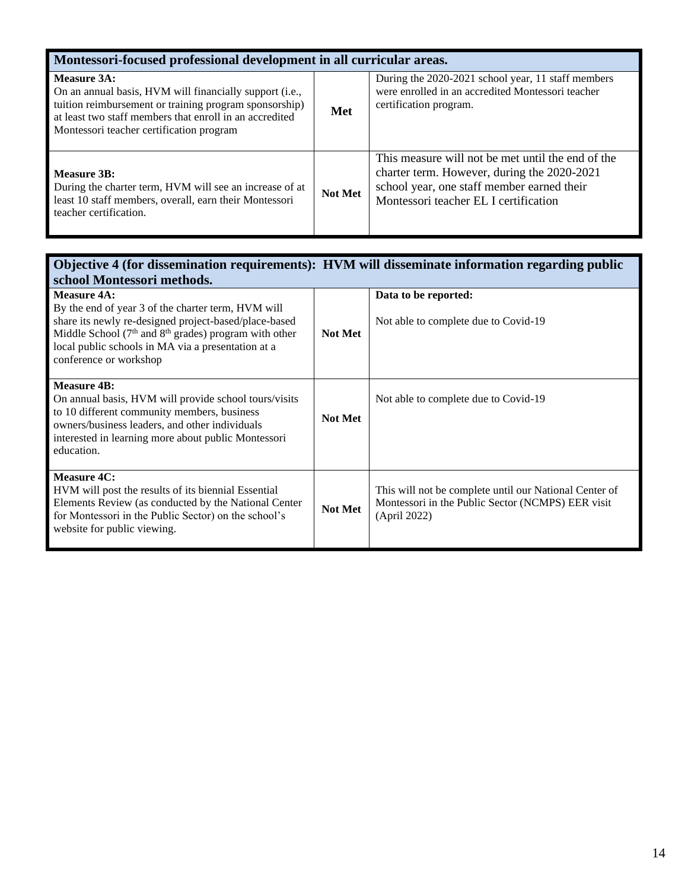| Montessori-focused professional development in all curricular areas. | | |
|---|---|---|
| **Measure 3A:** On an annual basis, HVM will financially support (i.e., tuition reimbursement or training program sponsorship) at least two staff members that enroll in an accredited Montessori teacher certification program | **Met** | During the 2020-2021 school year, 11 staff members were enrolled in an accredited Montessori teacher certification program. |
| **Measure 3B:** During the charter term, HVM will see an increase of at least 10 staff members, overall, earn their Montessori teacher certification. | **Not Met** | This measure will not be met until the end of the charter term. However, during the 2020-2021 school year, one staff member earned their Montessori teacher EL I certification |

| Objective 4 (for dissemination requirements): HVM will disseminate information regarding public school Montessori methods. | | |
|---|---|---|
| **Measure 4A:** By the end of year 3 of the charter term, HVM will share its newly re-designed project-based/place-based Middle School (7th and 8th grades) program with other local public schools in MA via a presentation at a conference or workshop | **Not Met** | **Data to be reported:** Not able to complete due to Covid-19 |
| **Measure 4B:** On annual basis, HVM will provide school tours/visits to 10 different community members, business owners/business leaders, and other individuals interested in learning more about public Montessori education. | **Not Met** | Not able to complete due to Covid-19 |
| **Measure 4C:** HVM will post the results of its biennial Essential Elements Review (as conducted by the National Center for Montessori in the Public Sector) on the school's website for public viewing. | **Not Met** | This will not be complete until our National Center of Montessori in the Public Sector (NCMPS) EER visit (April 2022) |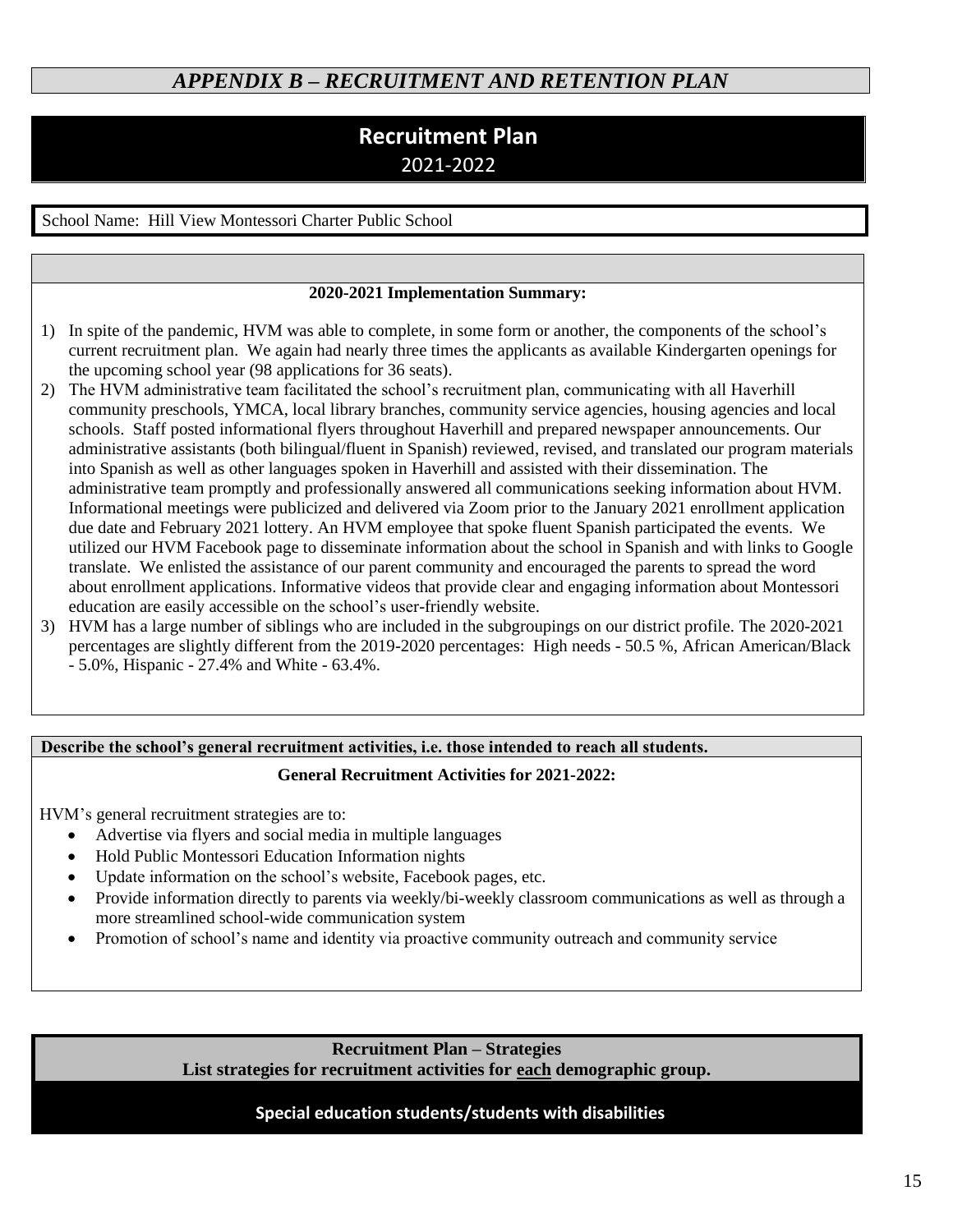## *APPENDIX B – RECRUITMENT AND RETENTION PLAN*

# Recruitment Plan
2021-2022

School Name: Hill View Montessori Charter Public School

**2020-2021 Implementation Summary:**

1) In spite of the pandemic, HVM was able to complete, in some form or another, the components of the school's current recruitment plan. We again had nearly three times the applicants as available Kindergarten openings for the upcoming school year (98 applications for 36 seats).
2) The HVM administrative team facilitated the school's recruitment plan, communicating with all Haverhill community preschools, YMCA, local library branches, community service agencies, housing agencies and local schools. Staff posted informational flyers throughout Haverhill and prepared newspaper announcements. Our administrative assistants (both bilingual/fluent in Spanish) reviewed, revised, and translated our program materials into Spanish as well as other languages spoken in Haverhill and assisted with their dissemination. The administrative team promptly and professionally answered all communications seeking information about HVM. Informational meetings were publicized and delivered via Zoom prior to the January 2021 enrollment application due date and February 2021 lottery. An HVM employee that spoke fluent Spanish participated the events. We utilized our HVM Facebook page to disseminate information about the school in Spanish and with links to Google translate. We enlisted the assistance of our parent community and encouraged the parents to spread the word about enrollment applications. Informative videos that provide clear and engaging information about Montessori education are easily accessible on the school's user-friendly website.
3) HVM has a large number of siblings who are included in the subgroupings on our district profile. The 2020-2021 percentages are slightly different from the 2019-2020 percentages: High needs - 50.5 %, African American/Black - 5.0%, Hispanic - 27.4% and White - 63.4%.

**Describe the school's general recruitment activities, i.e. those intended to reach all students.**

**General Recruitment Activities for 2021-2022:**

HVM's general recruitment strategies are to:

- Advertise via flyers and social media in multiple languages
- Hold Public Montessori Education Information nights
- Update information on the school's website, Facebook pages, etc.
- Provide information directly to parents via weekly/bi-weekly classroom communications as well as through a more streamlined school-wide communication system
- Promotion of school's name and identity via proactive community outreach and community service

**Recruitment Plan – Strategies**
**List strategies for recruitment activities for each demographic group.**

**Special education students/students with disabilities**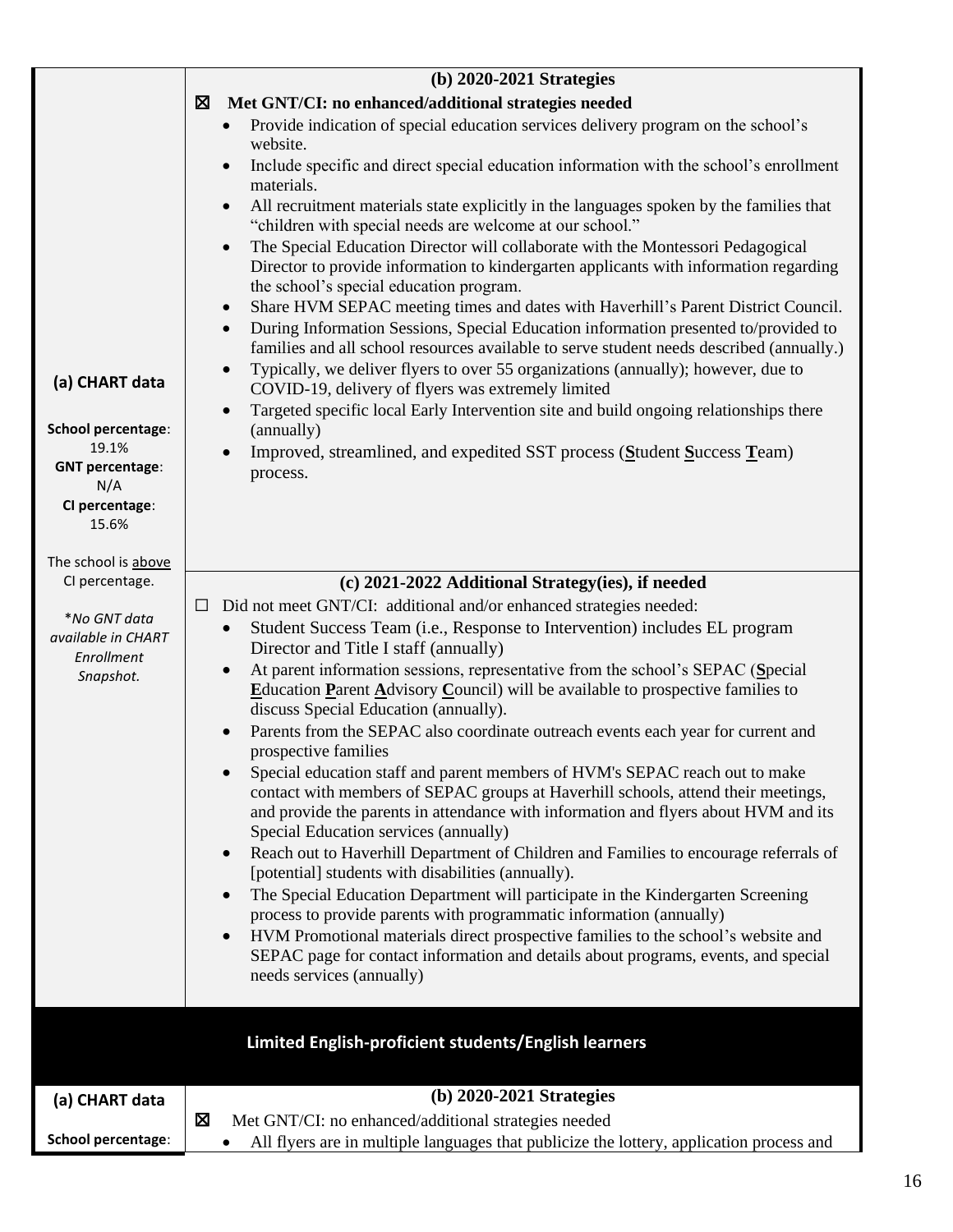| (a) CHART data | (b) 2020-2021 Strategies |
|---|---|
| **School percentage**: 19.1%<br>**GNT percentage**: N/A<br>**CI percentage**: 15.6%<br><br>The school is above CI percentage.<br><br>*\*No GNT data available in CHART Enrollment Snapshot.* | ☒ **Met GNT/CI: no enhanced/additional strategies needed**<br>• Provide indication of special education services delivery program on the school's website.<br>• Include specific and direct special education information with the school's enrollment materials.<br>• All recruitment materials state explicitly in the languages spoken by the families that "children with special needs are welcome at our school."<br>• The Special Education Director will collaborate with the Montessori Pedagogical Director to provide information to kindergarten applicants with information regarding the school's special education program.<br>• Share HVM SEPAC meeting times and dates with Haverhill's Parent District Council.<br>• During Information Sessions, Special Education information presented to/provided to families and all school resources available to serve student needs described (annually.)<br>• Typically, we deliver flyers to over 55 organizations (annually); however, due to COVID-19, delivery of flyers was extremely limited<br>• Targeted specific local Early Intervention site and build ongoing relationships there (annually)<br>• Improved, streamlined, and expedited SST process (**S**tudent **S**uccess **T**eam) process. |
| | **(c) 2021-2022 Additional Strategy(ies), if needed**<br>☐ Did not meet GNT/CI: additional and/or enhanced strategies needed:<br>• Student Success Team (i.e., Response to Intervention) includes EL program Director and Title I staff (annually)<br>• At parent information sessions, representative from the school's SEPAC (**S**pecial **E**ducation **P**arent **A**dvisory **C**ouncil) will be available to prospective families to discuss Special Education (annually).<br>• Parents from the SEPAC also coordinate outreach events each year for current and prospective families<br>• Special education staff and parent members of HVM's SEPAC reach out to make contact with members of SEPAC groups at Haverhill schools, attend their meetings, and provide the parents in attendance with information and flyers about HVM and its Special Education services (annually)<br>• Reach out to Haverhill Department of Children and Families to encourage referrals of [potential] students with disabilities (annually).<br>• The Special Education Department will participate in the Kindergarten Screening process to provide parents with programmatic information (annually)<br>• HVM Promotional materials direct prospective families to the school's website and SEPAC page for contact information and details about programs, events, and special needs services (annually) |

## Limited English-proficient students/English learners

| (a) CHART data | (b) 2020-2021 Strategies |
|---|---|
| **School percentage**: | ☒ Met GNT/CI: no enhanced/additional strategies needed<br>• All flyers are in multiple languages that publicize the lottery, application process and |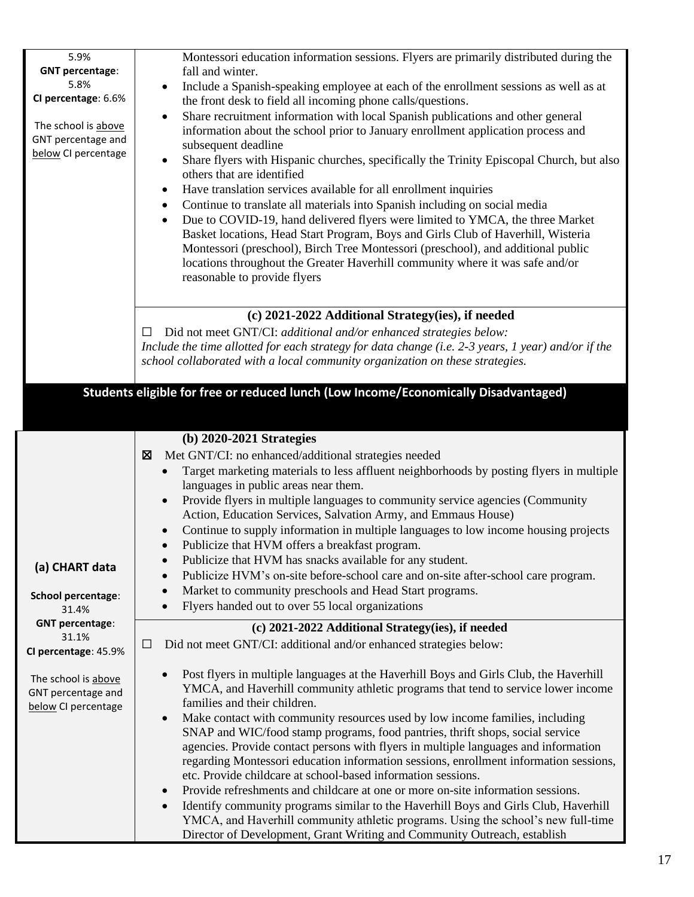| | |
|---|---|
| 5.9%<br>**GNT percentage**: 5.8%<br>**CI percentage**: 6.6%<br><br>The school is above GNT percentage and below CI percentage | Montessori education information sessions. Flyers are primarily distributed during the fall and winter.<br>• Include a Spanish-speaking employee at each of the enrollment sessions as well as at the front desk to field all incoming phone calls/questions.<br>• Share recruitment information with local Spanish publications and other general information about the school prior to January enrollment application process and subsequent deadline<br>• Share flyers with Hispanic churches, specifically the Trinity Episcopal Church, but also others that are identified<br>• Have translation services available for all enrollment inquiries<br>• Continue to translate all materials into Spanish including on social media<br>• Due to COVID-19, hand delivered flyers were limited to YMCA, the three Market Basket locations, Head Start Program, Boys and Girls Club of Haverhill, Wisteria Montessori (preschool), Birch Tree Montessori (preschool), and additional public locations throughout the Greater Haverhill community where it was safe and/or reasonable to provide flyers |
| | **(c) 2021-2022 Additional Strategy(ies), if needed**<br>☐ Did not meet GNT/CI: *additional and/or enhanced strategies below:*<br>*Include the time allotted for each strategy for data change (i.e. 2-3 years, 1 year) and/or if the school collaborated with a local community organization on these strategies.* |

## Students eligible for free or reduced lunch (Low Income/Economically Disadvantaged)

| | |
|---|---|
| **(a) CHART data**<br><br>**School percentage**: 31.4%<br>**GNT percentage**: 31.1%<br>**CI percentage**: 45.9%<br><br>The school is above GNT percentage and below CI percentage | **(b) 2020-2021 Strategies**<br>☒ Met GNT/CI: no enhanced/additional strategies needed<br>• Target marketing materials to less affluent neighborhoods by posting flyers in multiple languages in public areas near them.<br>• Provide flyers in multiple languages to community service agencies (Community Action, Education Services, Salvation Army, and Emmaus House)<br>• Continue to supply information in multiple languages to low income housing projects<br>• Publicize that HVM offers a breakfast program.<br>• Publicize that HVM has snacks available for any student.<br>• Publicize HVM's on-site before-school care and on-site after-school care program.<br>• Market to community preschools and Head Start programs.<br>• Flyers handed out to over 55 local organizations |
| | **(c) 2021-2022 Additional Strategy(ies), if needed**<br>☐ Did not meet GNT/CI: additional and/or enhanced strategies below:<br><br>• Post flyers in multiple languages at the Haverhill Boys and Girls Club, the Haverhill YMCA, and Haverhill community athletic programs that tend to service lower income families and their children.<br>• Make contact with community resources used by low income families, including SNAP and WIC/food stamp programs, food pantries, thrift shops, social service agencies. Provide contact persons with flyers in multiple languages and information regarding Montessori education information sessions, enrollment information sessions, etc. Provide childcare at school-based information sessions.<br>• Provide refreshments and childcare at one or more on-site information sessions.<br>• Identify community programs similar to the Haverhill Boys and Girls Club, Haverhill YMCA, and Haverhill community athletic programs. Using the school's new full-time Director of Development, Grant Writing and Community Outreach, establish |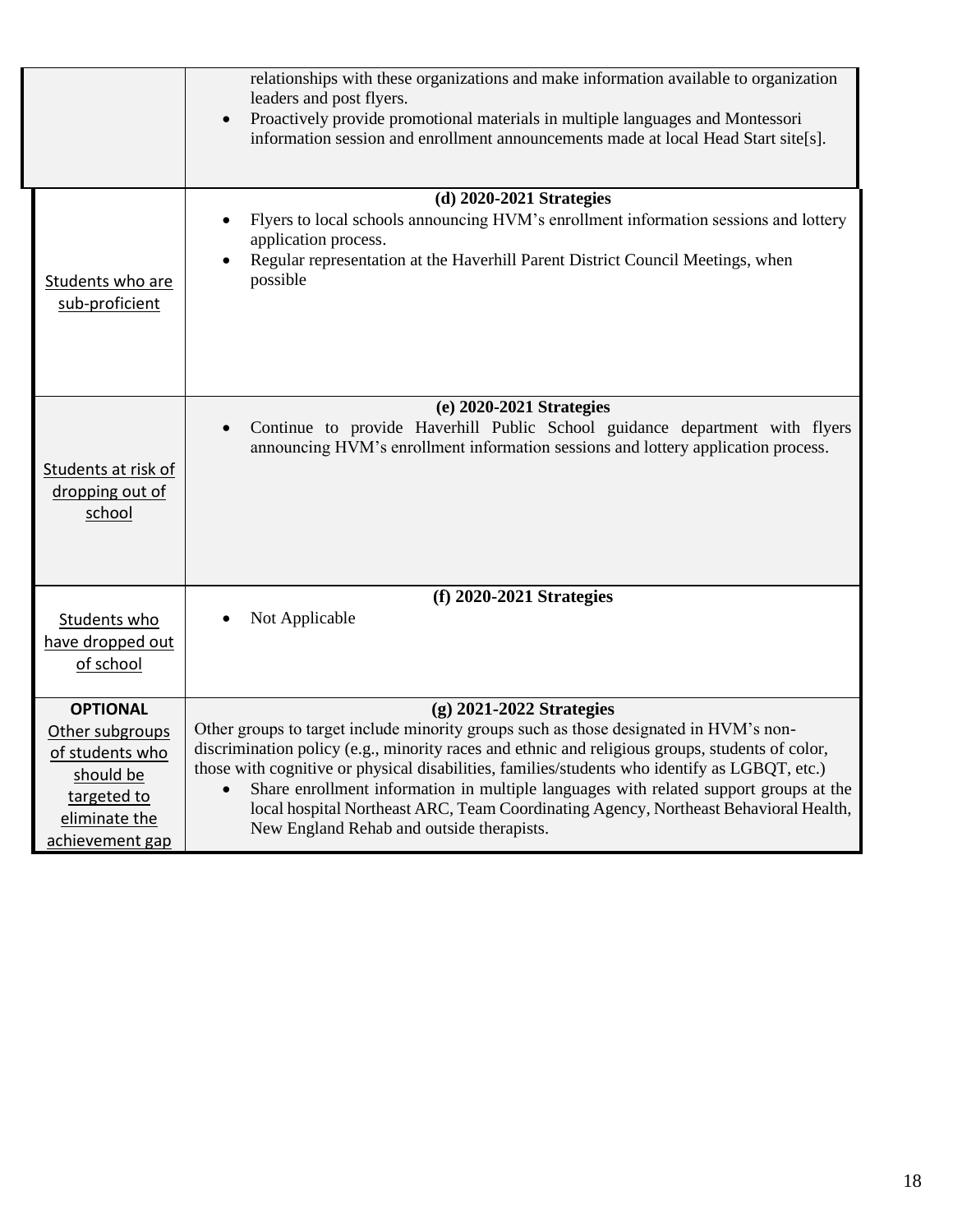| | |
|---|---|
| | relationships with these organizations and make information available to organization leaders and post flyers.<br>• Proactively provide promotional materials in multiple languages and Montessori information session and enrollment announcements made at local Head Start site[s]. |
| Students who are sub-proficient | **(d) 2020-2021 Strategies**<br>• Flyers to local schools announcing HVM's enrollment information sessions and lottery application process.<br>• Regular representation at the Haverhill Parent District Council Meetings, when possible |
| Students at risk of dropping out of school | **(e) 2020-2021 Strategies**<br>• Continue to provide Haverhill Public School guidance department with flyers announcing HVM's enrollment information sessions and lottery application process. |
| Students who have dropped out of school | **(f) 2020-2021 Strategies**<br>• Not Applicable |
| **OPTIONAL**<br>Other subgroups of students who should be targeted to eliminate the achievement gap | **(g) 2021-2022 Strategies**<br>Other groups to target include minority groups such as those designated in HVM's non-discrimination policy (e.g., minority races and ethnic and religious groups, students of color, those with cognitive or physical disabilities, families/students who identify as LGBQT, etc.)<br>• Share enrollment information in multiple languages with related support groups at the local hospital Northeast ARC, Team Coordinating Agency, Northeast Behavioral Health, New England Rehab and outside therapists. |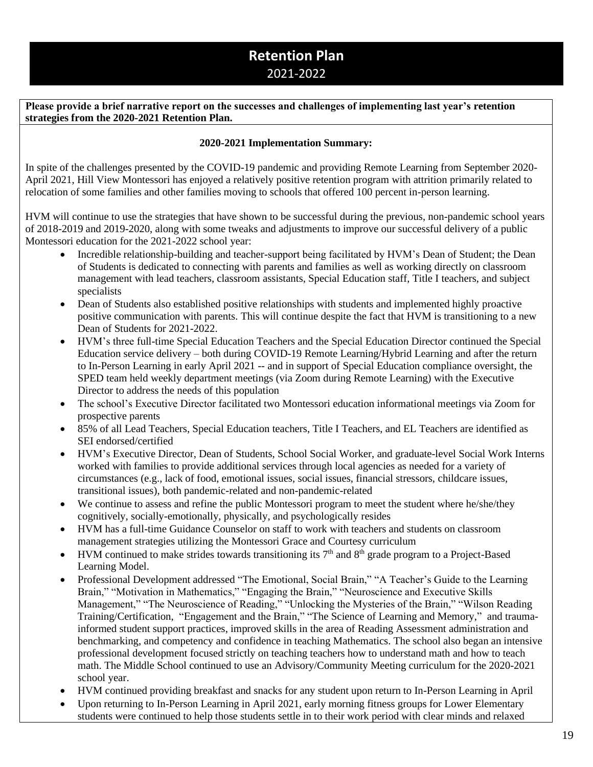# Retention Plan

2021-2022

**Please provide a brief narrative report on the successes and challenges of implementing last year's retention strategies from the 2020-2021 Retention Plan.**

**2020-2021 Implementation Summary:**

In spite of the challenges presented by the COVID-19 pandemic and providing Remote Learning from September 2020-April 2021, Hill View Montessori has enjoyed a relatively positive retention program with attrition primarily related to relocation of some families and other families moving to schools that offered 100 percent in-person learning.

HVM will continue to use the strategies that have shown to be successful during the previous, non-pandemic school years of 2018-2019 and 2019-2020, along with some tweaks and adjustments to improve our successful delivery of a public Montessori education for the 2021-2022 school year:

- Incredible relationship-building and teacher-support being facilitated by HVM's Dean of Student; the Dean of Students is dedicated to connecting with parents and families as well as working directly on classroom management with lead teachers, classroom assistants, Special Education staff, Title I teachers, and subject specialists
- Dean of Students also established positive relationships with students and implemented highly proactive positive communication with parents. This will continue despite the fact that HVM is transitioning to a new Dean of Students for 2021-2022.
- HVM's three full-time Special Education Teachers and the Special Education Director continued the Special Education service delivery – both during COVID-19 Remote Learning/Hybrid Learning and after the return to In-Person Learning in early April 2021 -- and in support of Special Education compliance oversight, the SPED team held weekly department meetings (via Zoom during Remote Learning) with the Executive Director to address the needs of this population
- The school's Executive Director facilitated two Montessori education informational meetings via Zoom for prospective parents
- 85% of all Lead Teachers, Special Education teachers, Title I Teachers, and EL Teachers are identified as SEI endorsed/certified
- HVM's Executive Director, Dean of Students, School Social Worker, and graduate-level Social Work Interns worked with families to provide additional services through local agencies as needed for a variety of circumstances (e.g., lack of food, emotional issues, social issues, financial stressors, childcare issues, transitional issues), both pandemic-related and non-pandemic-related
- We continue to assess and refine the public Montessori program to meet the student where he/she/they cognitively, socially-emotionally, physically, and psychologically resides
- HVM has a full-time Guidance Counselor on staff to work with teachers and students on classroom management strategies utilizing the Montessori Grace and Courtesy curriculum
- HVM continued to make strides towards transitioning its 7th and 8th grade program to a Project-Based Learning Model.
- Professional Development addressed "The Emotional, Social Brain," "A Teacher's Guide to the Learning Brain," "Motivation in Mathematics," "Engaging the Brain," "Neuroscience and Executive Skills Management," "The Neuroscience of Reading," "Unlocking the Mysteries of the Brain," "Wilson Reading Training/Certification, "Engagement and the Brain," "The Science of Learning and Memory," and trauma-informed student support practices, improved skills in the area of Reading Assessment administration and benchmarking, and competency and confidence in teaching Mathematics. The school also began an intensive professional development focused strictly on teaching teachers how to understand math and how to teach math. The Middle School continued to use an Advisory/Community Meeting curriculum for the 2020-2021 school year.
- HVM continued providing breakfast and snacks for any student upon return to In-Person Learning in April
- Upon returning to In-Person Learning in April 2021, early morning fitness groups for Lower Elementary students were continued to help those students settle in to their work period with clear minds and relaxed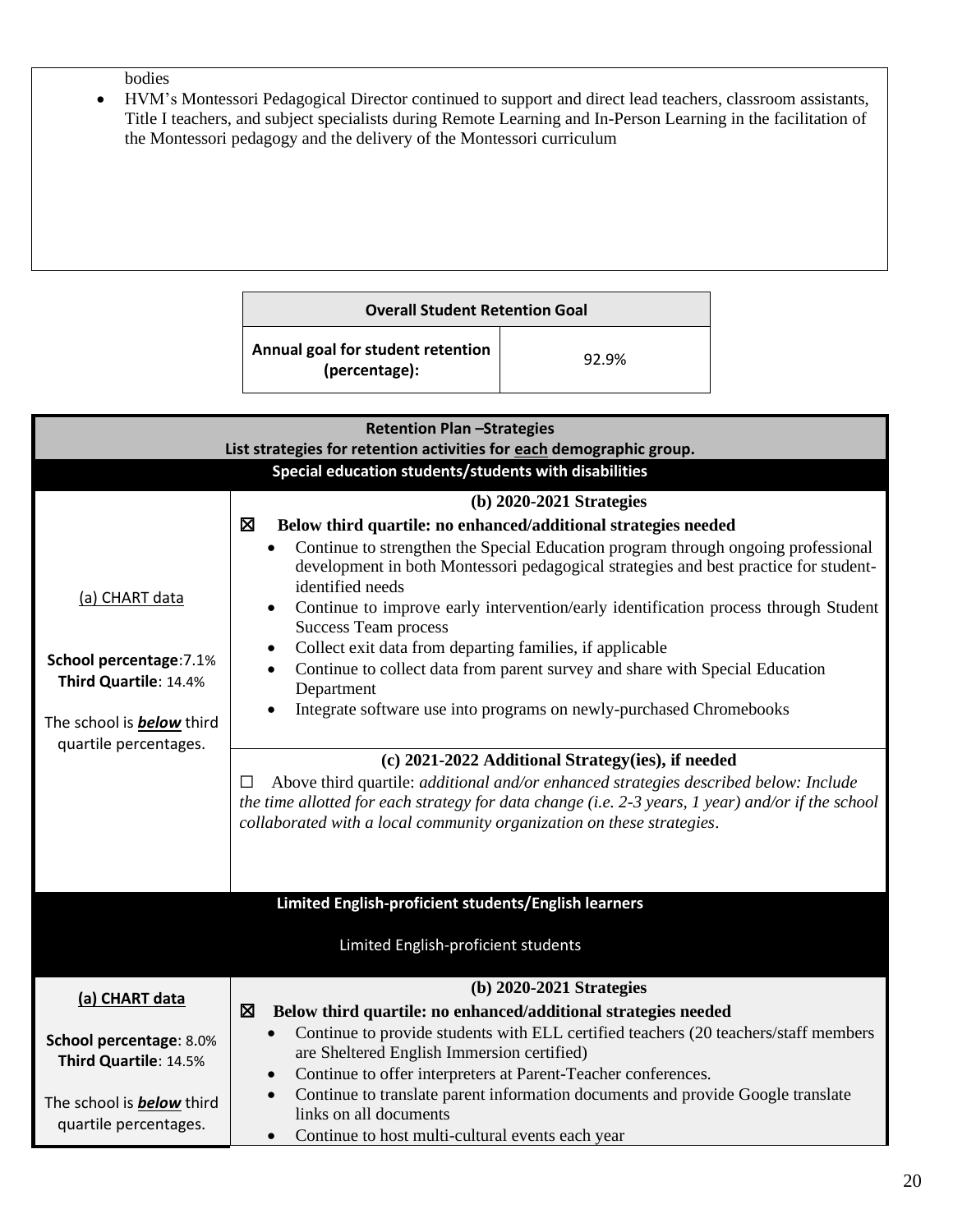bodies

- HVM's Montessori Pedagogical Director continued to support and direct lead teachers, classroom assistants, Title I teachers, and subject specialists during Remote Learning and In-Person Learning in the facilitation of the Montessori pedagogy and the delivery of the Montessori curriculum

| **Overall Student Retention Goal** | |
|---|---|
| **Annual goal for student retention (percentage):** | 92.9% |

| **Retention Plan –Strategies**<br>**List strategies for retention activities for each demographic group.** | |
|---|---|
| **Special education students/students with disabilities** | |
| (a) CHART data<br><br>**School percentage**:7.1%<br>**Third Quartile**: 14.4%<br><br>The school is ***below*** third quartile percentages. | **(b) 2020-2021 Strategies**<br>☒ **Below third quartile: no enhanced/additional strategies needed**<br>• Continue to strengthen the Special Education program through ongoing professional development in both Montessori pedagogical strategies and best practice for student-identified needs<br>• Continue to improve early intervention/early identification process through Student Success Team process<br>• Collect exit data from departing families, if applicable<br>• Continue to collect data from parent survey and share with Special Education Department<br>• Integrate software use into programs on newly-purchased Chromebooks<br><br>**(c) 2021-2022 Additional Strategy(ies), if needed**<br>☐ Above third quartile: *additional and/or enhanced strategies described below: Include the time allotted for each strategy for data change (i.e. 2-3 years, 1 year) and/or if the school collaborated with a local community organization on these strategies*. |
| **Limited English-proficient students/English learners**<br><br>Limited English-proficient students | |
| **(a) CHART data**<br><br>**School percentage**: 8.0%<br>**Third Quartile**: 14.5%<br><br>The school is ***below*** third quartile percentages. | **(b) 2020-2021 Strategies**<br>☒ **Below third quartile: no enhanced/additional strategies needed**<br>• Continue to provide students with ELL certified teachers (20 teachers/staff members are Sheltered English Immersion certified)<br>• Continue to offer interpreters at Parent-Teacher conferences.<br>• Continue to translate parent information documents and provide Google translate links on all documents<br>• Continue to host multi-cultural events each year |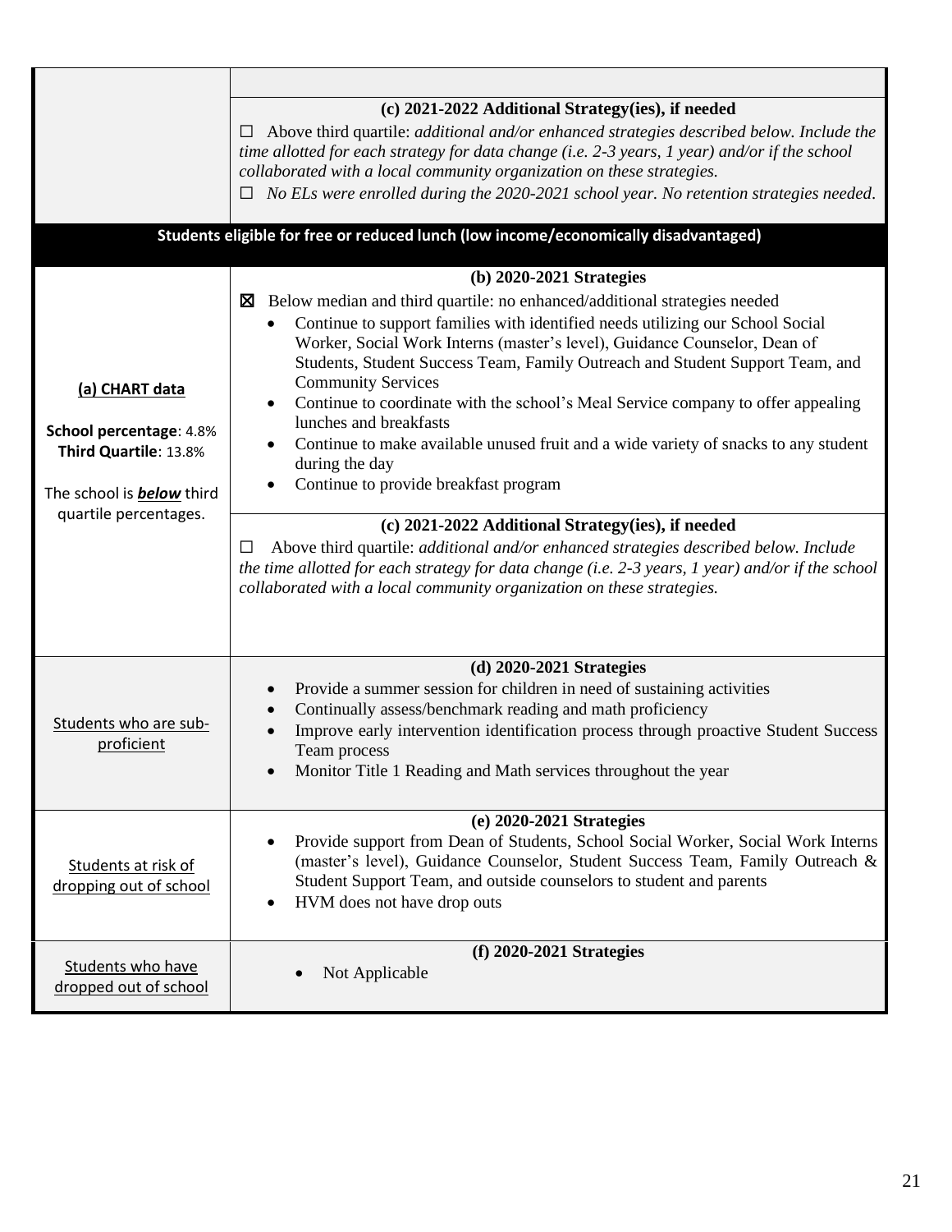| | |
|---|---|
| | |
| | **(c) 2021-2022 Additional Strategy(ies), if needed**<br>☐ Above third quartile: *additional and/or enhanced strategies described below. Include the time allotted for each strategy for data change (i.e. 2-3 years, 1 year) and/or if the school collaborated with a local community organization on these strategies.*<br>☐ *No ELs were enrolled during the 2020-2021 school year. No retention strategies needed.* |
| **Students eligible for free or reduced lunch (low income/economically disadvantaged)** | |
| **(a) CHART data**<br><br>**School percentage**: 4.8%<br>**Third Quartile**: 13.8%<br><br>The school is ***below*** third quartile percentages. | **(b) 2020-2021 Strategies**<br>☒ Below median and third quartile: no enhanced/additional strategies needed<br>• Continue to support families with identified needs utilizing our School Social Worker, Social Work Interns (master's level), Guidance Counselor, Dean of Students, Student Success Team, Family Outreach and Student Support Team, and Community Services<br>• Continue to coordinate with the school's Meal Service company to offer appealing lunches and breakfasts<br>• Continue to make available unused fruit and a wide variety of snacks to any student during the day<br>• Continue to provide breakfast program |
| | **(c) 2021-2022 Additional Strategy(ies), if needed**<br>☐ Above third quartile: *additional and/or enhanced strategies described below. Include the time allotted for each strategy for data change (i.e. 2-3 years, 1 year) and/or if the school collaborated with a local community organization on these strategies.* |
| Students who are sub-proficient | **(d) 2020-2021 Strategies**<br>• Provide a summer session for children in need of sustaining activities<br>• Continually assess/benchmark reading and math proficiency<br>• Improve early intervention identification process through proactive Student Success Team process<br>• Monitor Title 1 Reading and Math services throughout the year |
| Students at risk of dropping out of school | **(e) 2020-2021 Strategies**<br>• Provide support from Dean of Students, School Social Worker, Social Work Interns (master's level), Guidance Counselor, Student Success Team, Family Outreach & Student Support Team, and outside counselors to student and parents<br>• HVM does not have drop outs |
| Students who have dropped out of school | **(f) 2020-2021 Strategies**<br>• Not Applicable |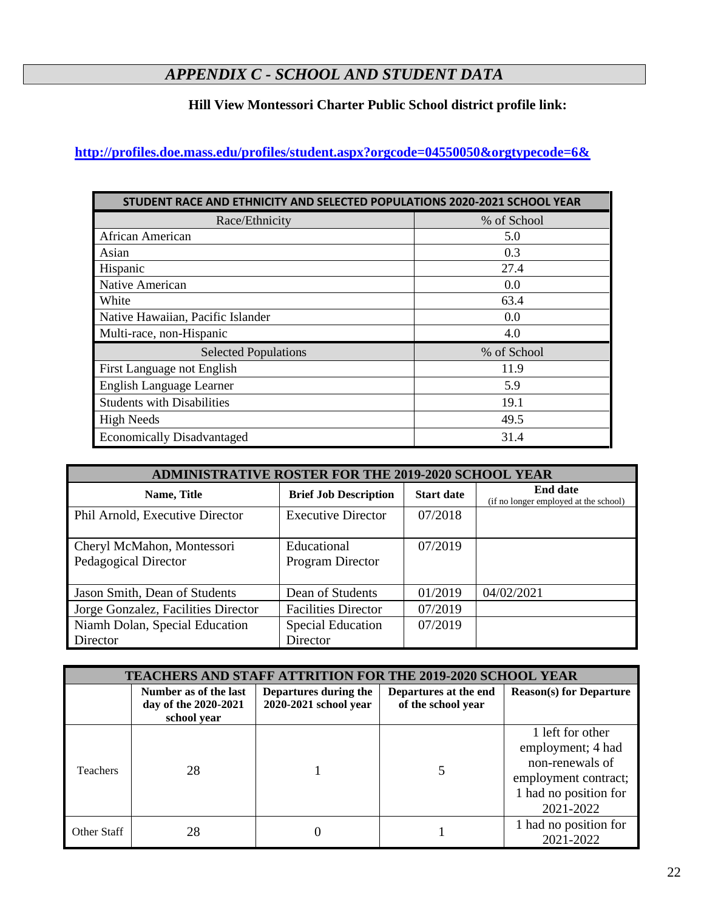# *APPENDIX C - SCHOOL AND STUDENT DATA*

**Hill View Montessori Charter Public School district profile link:**

**http://profiles.doe.mass.edu/profiles/student.aspx?orgcode=04550050&orgtypecode=6&**

| STUDENT RACE AND ETHNICITY AND SELECTED POPULATIONS 2020-2021 SCHOOL YEAR | |
|---|---|
| Race/Ethnicity | % of School |
| African American | 5.0 |
| Asian | 0.3 |
| Hispanic | 27.4 |
| Native American | 0.0 |
| White | 63.4 |
| Native Hawaiian, Pacific Islander | 0.0 |
| Multi-race, non-Hispanic | 4.0 |
| Selected Populations | % of School |
| First Language not English | 11.9 |
| English Language Learner | 5.9 |
| Students with Disabilities | 19.1 |
| High Needs | 49.5 |
| Economically Disadvantaged | 31.4 |

| ADMINISTRATIVE ROSTER FOR THE 2019-2020 SCHOOL YEAR | | | |
|---|---|---|---|
| **Name, Title** | **Brief Job Description** | **Start date** | **End date** (if no longer employed at the school) |
| Phil Arnold, Executive Director | Executive Director | 07/2018 | |
| Cheryl McMahon, Montessori Pedagogical Director | Educational Program Director | 07/2019 | |
| Jason Smith, Dean of Students | Dean of Students | 01/2019 | 04/02/2021 |
| Jorge Gonzalez, Facilities Director | Facilities Director | 07/2019 | |
| Niamh Dolan, Special Education Director | Special Education Director | 07/2019 | |

| TEACHERS AND STAFF ATTRITION FOR THE 2019-2020 SCHOOL YEAR | | | | |
|---|---|---|---|---|
| | **Number as of the last day of the 2020-2021 school year** | **Departures during the 2020-2021 school year** | **Departures at the end of the school year** | **Reason(s) for Departure** |
| Teachers | 28 | 1 | 5 | 1 left for other employment; 4 had non-renewals of employment contract; 1 had no position for 2021-2022 |
| Other Staff | 28 | 0 | 1 | 1 had no position for 2021-2022 |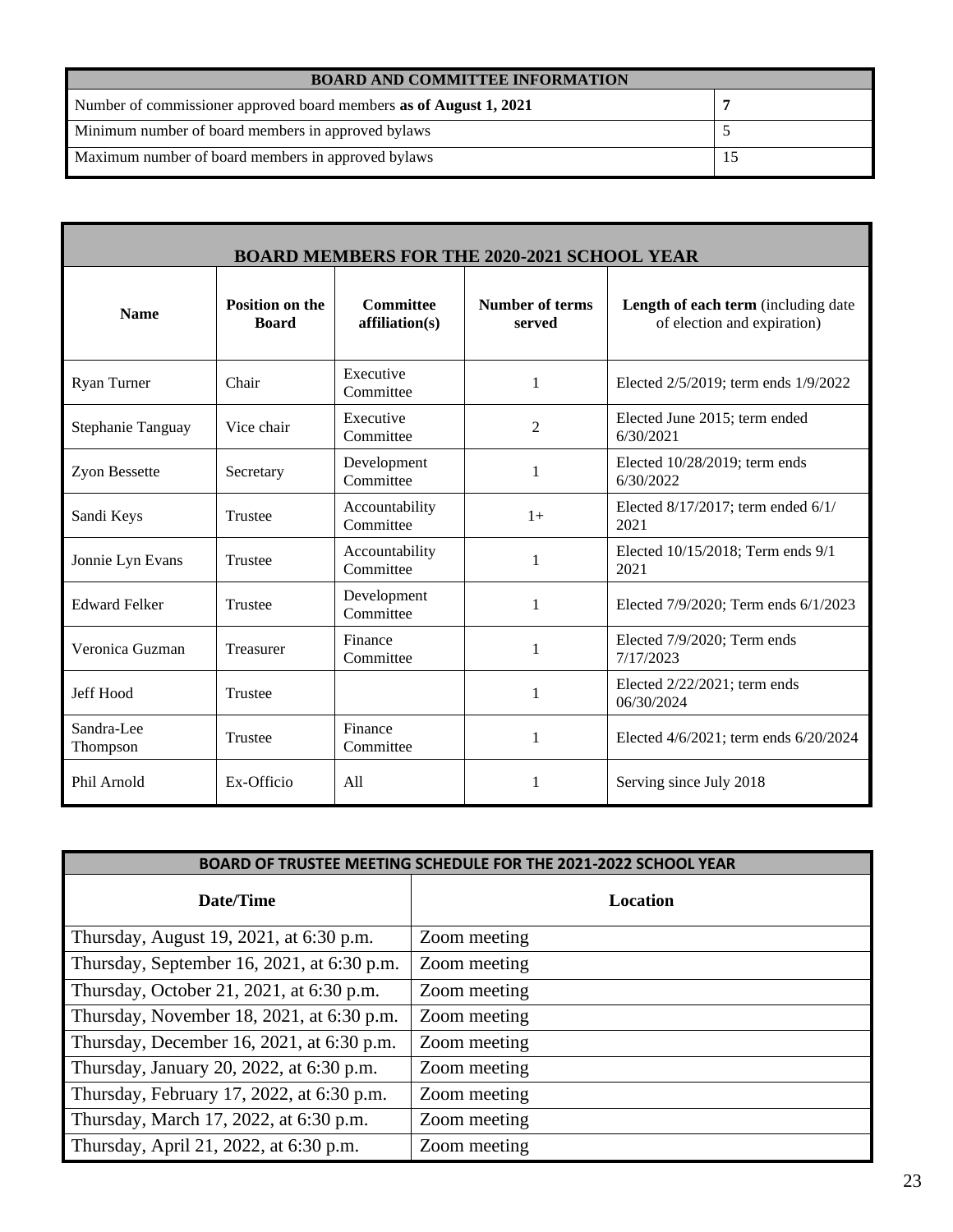| BOARD AND COMMITTEE INFORMATION | |
|---|---|
| Number of commissioner approved board members **as of August 1, 2021** | **7** |
| Minimum number of board members in approved bylaws | 5 |
| Maximum number of board members in approved bylaws | 15 |

| BOARD MEMBERS FOR THE 2020-2021 SCHOOL YEAR | | | | |
|---|---|---|---|---|
| **Name** | **Position on the Board** | **Committee affiliation(s)** | **Number of terms served** | **Length of each term** (including date of election and expiration) |
| Ryan Turner | Chair | Executive Committee | 1 | Elected 2/5/2019; term ends 1/9/2022 |
| Stephanie Tanguay | Vice chair | Executive Committee | 2 | Elected June 2015; term ended 6/30/2021 |
| Zyon Bessette | Secretary | Development Committee | 1 | Elected 10/28/2019; term ends 6/30/2022 |
| Sandi Keys | Trustee | Accountability Committee | 1+ | Elected 8/17/2017; term ended 6/1/ 2021 |
| Jonnie Lyn Evans | Trustee | Accountability Committee | 1 | Elected 10/15/2018; Term ends 9/1 2021 |
| Edward Felker | Trustee | Development Committee | 1 | Elected 7/9/2020; Term ends 6/1/2023 |
| Veronica Guzman | Treasurer | Finance Committee | 1 | Elected 7/9/2020; Term ends 7/17/2023 |
| Jeff Hood | Trustee | | 1 | Elected 2/22/2021; term ends 06/30/2024 |
| Sandra-Lee Thompson | Trustee | Finance Committee | 1 | Elected 4/6/2021; term ends 6/20/2024 |
| Phil Arnold | Ex-Officio | All | 1 | Serving since July 2018 |

| BOARD OF TRUSTEE MEETING SCHEDULE FOR THE 2021-2022 SCHOOL YEAR | |
|---|---|
| **Date/Time** | **Location** |
| Thursday, August 19, 2021, at 6:30 p.m. | Zoom meeting |
| Thursday, September 16, 2021, at 6:30 p.m. | Zoom meeting |
| Thursday, October 21, 2021, at 6:30 p.m. | Zoom meeting |
| Thursday, November 18, 2021, at 6:30 p.m. | Zoom meeting |
| Thursday, December 16, 2021, at 6:30 p.m. | Zoom meeting |
| Thursday, January 20, 2022, at 6:30 p.m. | Zoom meeting |
| Thursday, February 17, 2022, at 6:30 p.m. | Zoom meeting |
| Thursday, March 17, 2022, at 6:30 p.m. | Zoom meeting |
| Thursday, April 21, 2022, at 6:30 p.m. | Zoom meeting |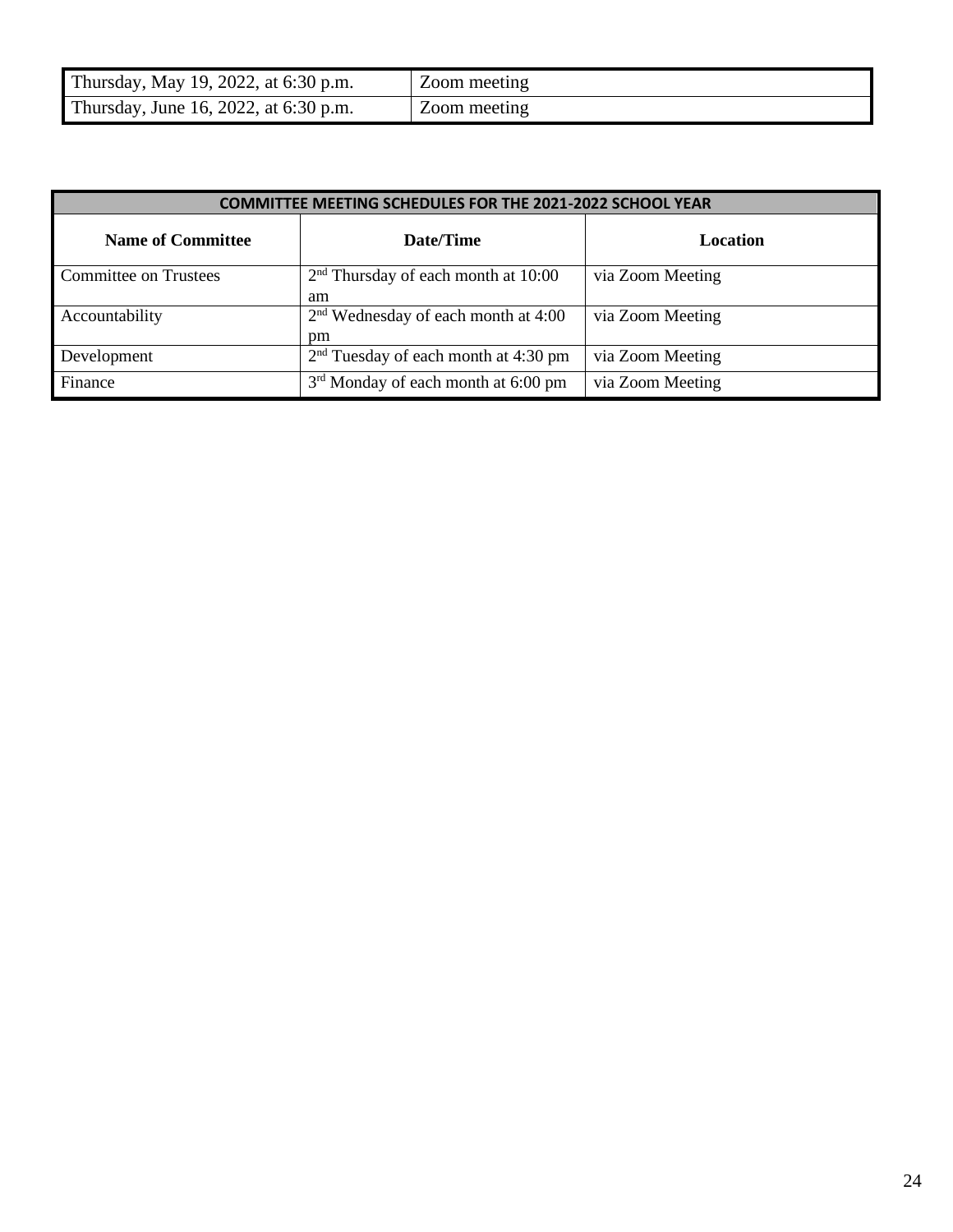| Thursday, May 19, 2022, at 6:30 p.m. | Zoom meeting |
|---|---|
| Thursday, June 16, 2022, at 6:30 p.m. | Zoom meeting |

| COMMITTEE MEETING SCHEDULES FOR THE 2021-2022 SCHOOL YEAR | | |
|---|---|---|
| **Name of Committee** | **Date/Time** | **Location** |
| Committee on Trustees | 2nd Thursday of each month at 10:00 am | via Zoom Meeting |
| Accountability | 2nd Wednesday of each month at 4:00 pm | via Zoom Meeting |
| Development | 2nd Tuesday of each month at 4:30 pm | via Zoom Meeting |
| Finance | 3rd Monday of each month at 6:00 pm | via Zoom Meeting |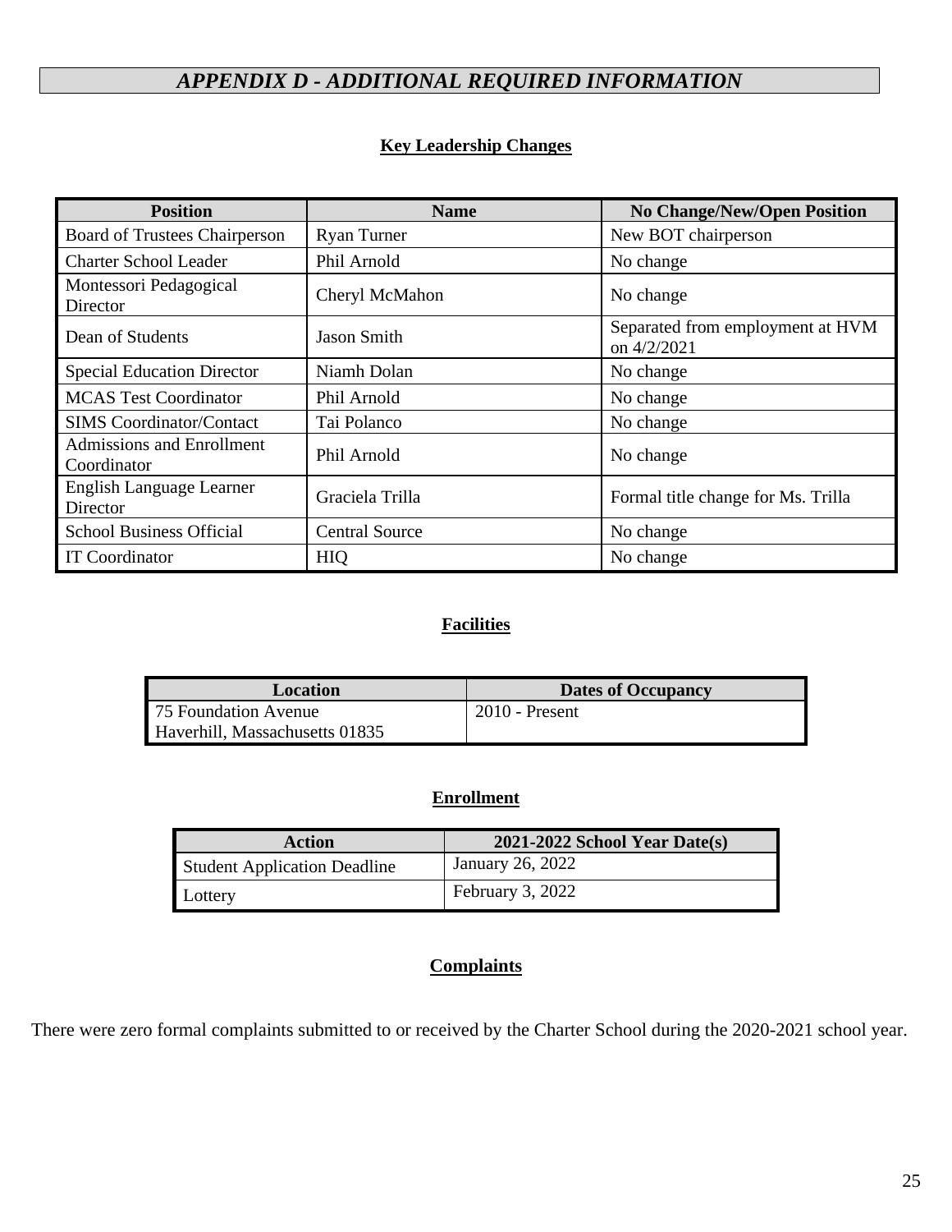# *APPENDIX D - ADDITIONAL REQUIRED INFORMATION*

## Key Leadership Changes

| Position | Name | No Change/New/Open Position |
|---|---|---|
| Board of Trustees Chairperson | Ryan Turner | New BOT chairperson |
| Charter School Leader | Phil Arnold | No change |
| Montessori Pedagogical Director | Cheryl McMahon | No change |
| Dean of Students | Jason Smith | Separated from employment at HVM on 4/2/2021 |
| Special Education Director | Niamh Dolan | No change |
| MCAS Test Coordinator | Phil Arnold | No change |
| SIMS Coordinator/Contact | Tai Polanco | No change |
| Admissions and Enrollment Coordinator | Phil Arnold | No change |
| English Language Learner Director | Graciela Trilla | Formal title change for Ms. Trilla |
| School Business Official | Central Source | No change |
| IT Coordinator | HIQ | No change |

## Facilities

| Location | Dates of Occupancy |
|---|---|
| 75 Foundation Avenue<br>Haverhill, Massachusetts 01835 | 2010 - Present |

## Enrollment

| Action | 2021-2022 School Year Date(s) |
|---|---|
| Student Application Deadline | January 26, 2022 |
| Lottery | February 3, 2022 |

## Complaints

There were zero formal complaints submitted to or received by the Charter School during the 2020-2021 school year.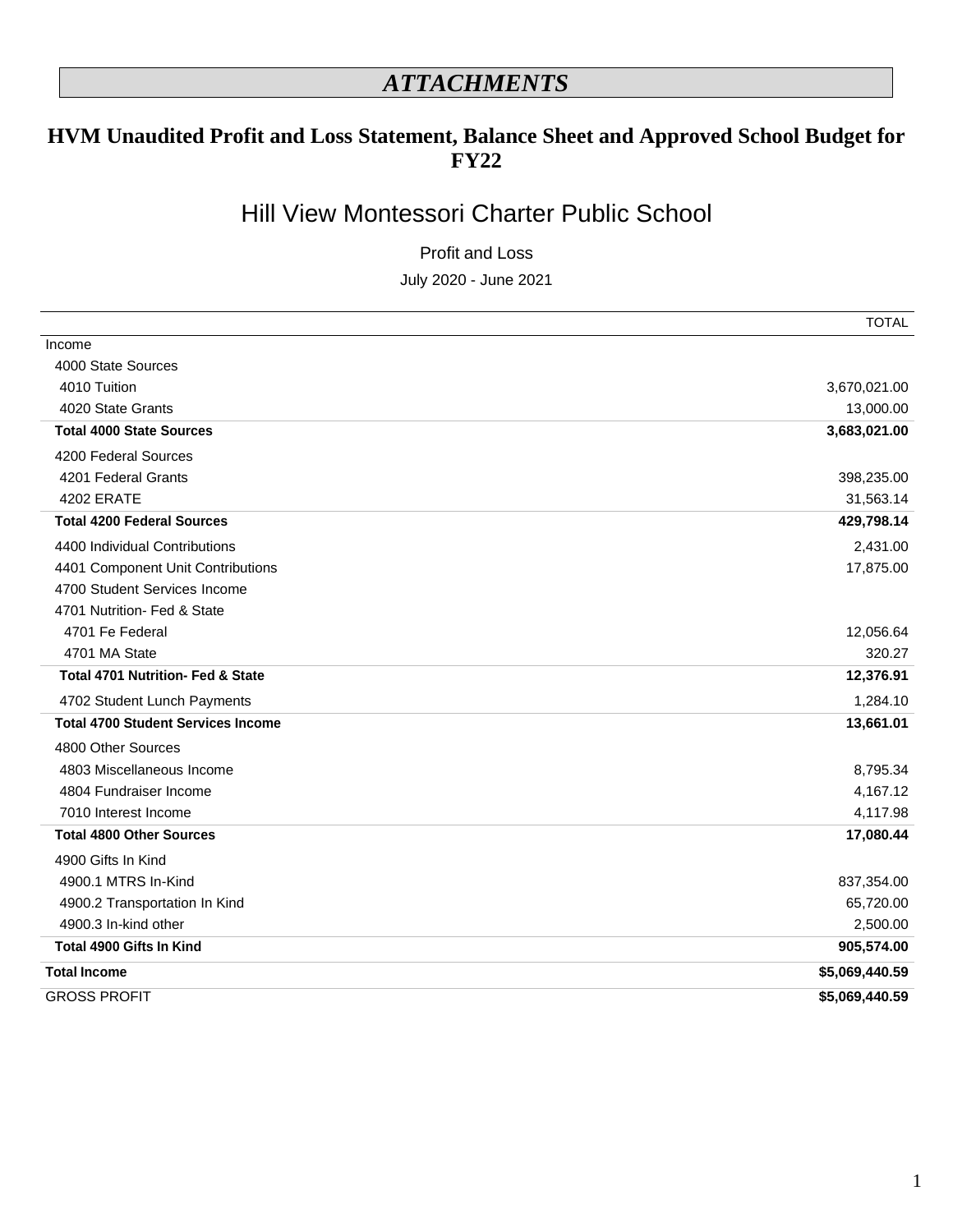# *ATTACHMENTS*

## HVM Unaudited Profit and Loss Statement, Balance Sheet and Approved School Budget for FY22

# Hill View Montessori Charter Public School

Profit and Loss

July 2020 - June 2021

| | TOTAL |
|---|---|
| Income | |
| 4000 State Sources | |
| 4010 Tuition | 3,670,021.00 |
| 4020 State Grants | 13,000.00 |
| **Total 4000 State Sources** | **3,683,021.00** |
| 4200 Federal Sources | |
| 4201 Federal Grants | 398,235.00 |
| 4202 ERATE | 31,563.14 |
| **Total 4200 Federal Sources** | **429,798.14** |
| 4400 Individual Contributions | 2,431.00 |
| 4401 Component Unit Contributions | 17,875.00 |
| 4700 Student Services Income | |
| 4701 Nutrition- Fed & State | |
| 4701 Fe Federal | 12,056.64 |
| 4701 MA State | 320.27 |
| **Total 4701 Nutrition- Fed & State** | **12,376.91** |
| 4702 Student Lunch Payments | 1,284.10 |
| **Total 4700 Student Services Income** | **13,661.01** |
| 4800 Other Sources | |
| 4803 Miscellaneous Income | 8,795.34 |
| 4804 Fundraiser Income | 4,167.12 |
| 7010 Interest Income | 4,117.98 |
| **Total 4800 Other Sources** | **17,080.44** |
| 4900 Gifts In Kind | |
| 4900.1 MTRS In-Kind | 837,354.00 |
| 4900.2 Transportation In Kind | 65,720.00 |
| 4900.3 In-kind other | 2,500.00 |
| **Total 4900 Gifts In Kind** | **905,574.00** |
| **Total Income** | **$5,069,440.59** |
| GROSS PROFIT | **$5,069,440.59** |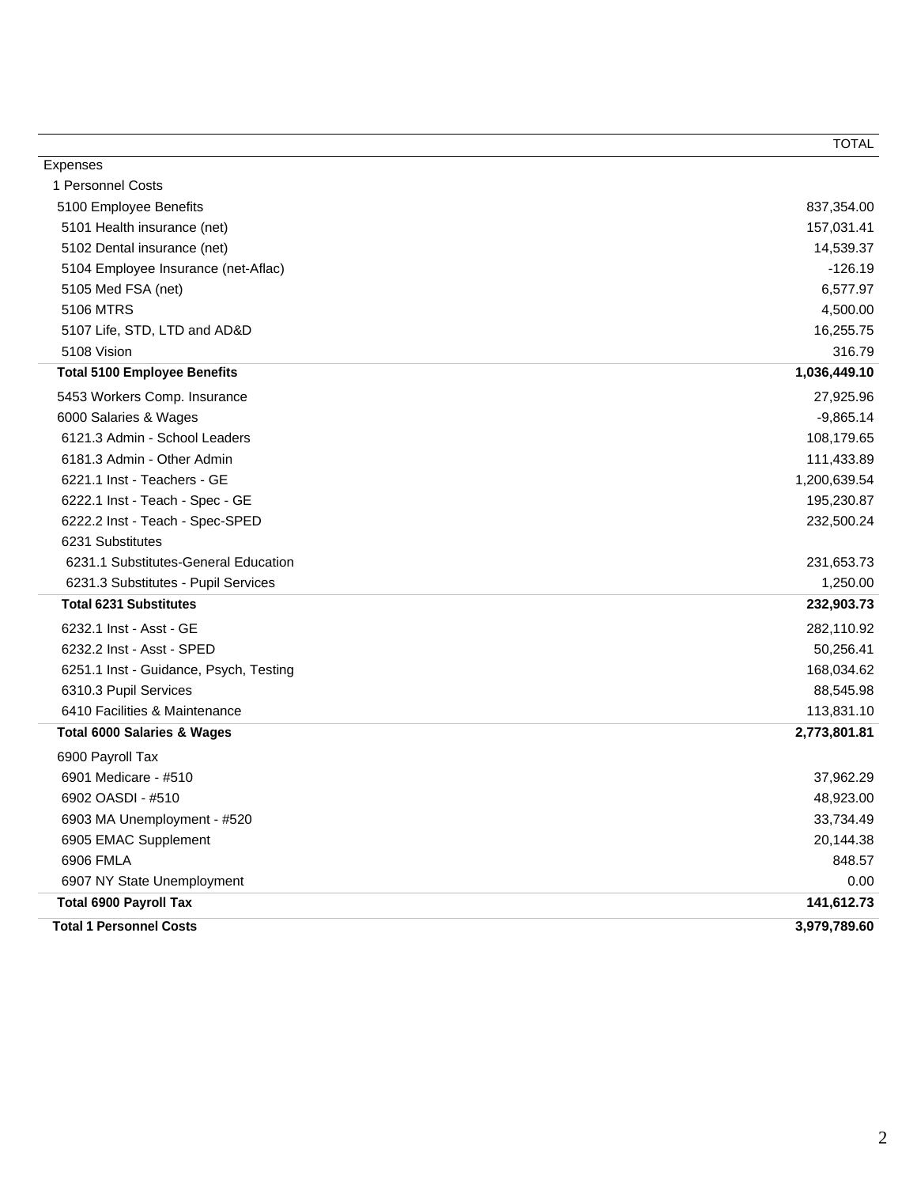| | TOTAL |
|---|---|
| Expenses | |
| 1 Personnel Costs | |
| 5100 Employee Benefits | 837,354.00 |
| 5101 Health insurance (net) | 157,031.41 |
| 5102 Dental insurance (net) | 14,539.37 |
| 5104 Employee Insurance (net-Aflac) | -126.19 |
| 5105 Med FSA (net) | 6,577.97 |
| 5106 MTRS | 4,500.00 |
| 5107 Life, STD, LTD and AD&D | 16,255.75 |
| 5108 Vision | 316.79 |
| **Total 5100 Employee Benefits** | **1,036,449.10** |
| 5453 Workers Comp. Insurance | 27,925.96 |
| 6000 Salaries & Wages | -9,865.14 |
| 6121.3 Admin - School Leaders | 108,179.65 |
| 6181.3 Admin - Other Admin | 111,433.89 |
| 6221.1 Inst - Teachers - GE | 1,200,639.54 |
| 6222.1 Inst - Teach - Spec - GE | 195,230.87 |
| 6222.2 Inst - Teach - Spec-SPED | 232,500.24 |
| 6231 Substitutes | |
| 6231.1 Substitutes-General Education | 231,653.73 |
| 6231.3 Substitutes - Pupil Services | 1,250.00 |
| **Total 6231 Substitutes** | **232,903.73** |
| 6232.1 Inst - Asst - GE | 282,110.92 |
| 6232.2 Inst - Asst - SPED | 50,256.41 |
| 6251.1 Inst - Guidance, Psych, Testing | 168,034.62 |
| 6310.3 Pupil Services | 88,545.98 |
| 6410 Facilities & Maintenance | 113,831.10 |
| **Total 6000 Salaries & Wages** | **2,773,801.81** |
| 6900 Payroll Tax | |
| 6901 Medicare - #510 | 37,962.29 |
| 6902 OASDI - #510 | 48,923.00 |
| 6903 MA Unemployment - #520 | 33,734.49 |
| 6905 EMAC Supplement | 20,144.38 |
| 6906 FMLA | 848.57 |
| 6907 NY State Unemployment | 0.00 |
| **Total 6900 Payroll Tax** | **141,612.73** |
| **Total 1 Personnel Costs** | **3,979,789.60** |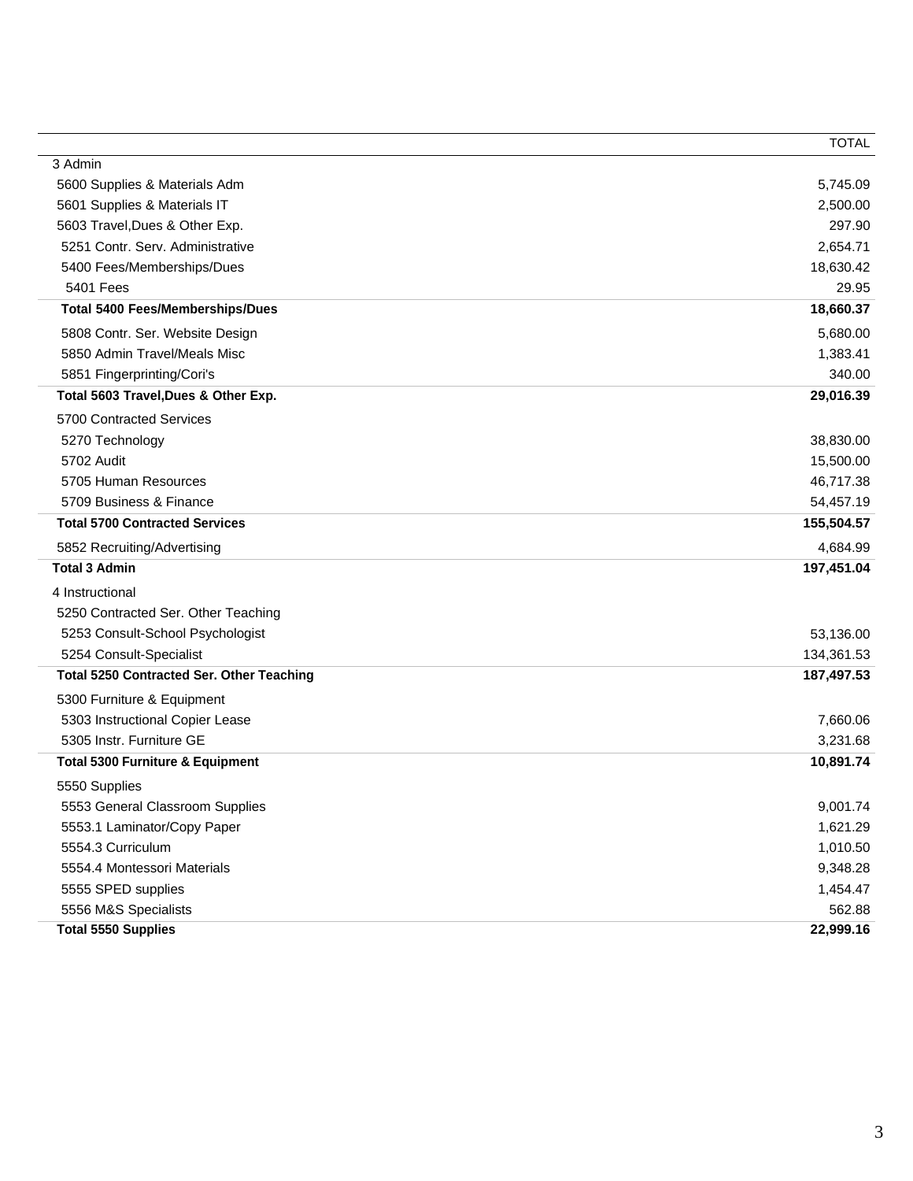| | TOTAL |
|---|---|
| 3 Admin | |
| 5600 Supplies & Materials Adm | 5,745.09 |
| 5601 Supplies & Materials IT | 2,500.00 |
| 5603 Travel,Dues & Other Exp. | 297.90 |
| 5251 Contr. Serv. Administrative | 2,654.71 |
| 5400 Fees/Memberships/Dues | 18,630.42 |
| 5401 Fees | 29.95 |
| **Total 5400 Fees/Memberships/Dues** | **18,660.37** |
| 5808 Contr. Ser. Website Design | 5,680.00 |
| 5850 Admin Travel/Meals Misc | 1,383.41 |
| 5851 Fingerprinting/Cori's | 340.00 |
| **Total 5603 Travel,Dues & Other Exp.** | **29,016.39** |
| 5700 Contracted Services | |
| 5270 Technology | 38,830.00 |
| 5702 Audit | 15,500.00 |
| 5705 Human Resources | 46,717.38 |
| 5709 Business & Finance | 54,457.19 |
| **Total 5700 Contracted Services** | **155,504.57** |
| 5852 Recruiting/Advertising | 4,684.99 |
| **Total 3 Admin** | **197,451.04** |
| 4 Instructional | |
| 5250 Contracted Ser. Other Teaching | |
| 5253 Consult-School Psychologist | 53,136.00 |
| 5254 Consult-Specialist | 134,361.53 |
| **Total 5250 Contracted Ser. Other Teaching** | **187,497.53** |
| 5300 Furniture & Equipment | |
| 5303 Instructional Copier Lease | 7,660.06 |
| 5305 Instr. Furniture GE | 3,231.68 |
| **Total 5300 Furniture & Equipment** | **10,891.74** |
| 5550 Supplies | |
| 5553 General Classroom Supplies | 9,001.74 |
| 5553.1 Laminator/Copy Paper | 1,621.29 |
| 5554.3 Curriculum | 1,010.50 |
| 5554.4 Montessori Materials | 9,348.28 |
| 5555 SPED supplies | 1,454.47 |
| 5556 M&S Specialists | 562.88 |
| **Total 5550 Supplies** | **22,999.16** |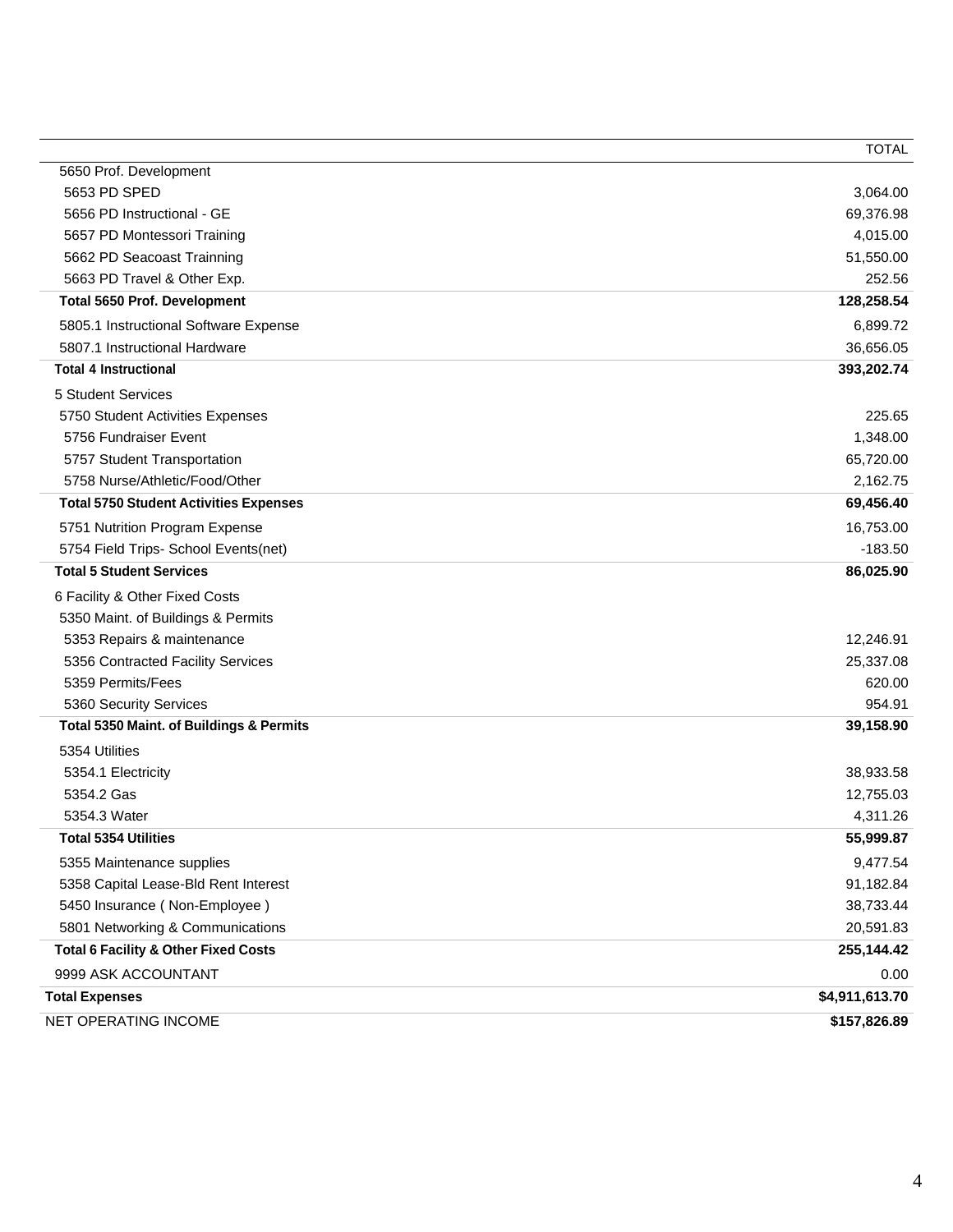| | TOTAL |
|---|---|
| 5650 Prof. Development | |
| 5653 PD SPED | 3,064.00 |
| 5656 PD Instructional - GE | 69,376.98 |
| 5657 PD Montessori Training | 4,015.00 |
| 5662 PD Seacoast Trainning | 51,550.00 |
| 5663 PD Travel & Other Exp. | 252.56 |
| **Total 5650 Prof. Development** | **128,258.54** |
| 5805.1 Instructional Software Expense | 6,899.72 |
| 5807.1 Instructional Hardware | 36,656.05 |
| **Total 4 Instructional** | **393,202.74** |
| 5 Student Services | |
| 5750 Student Activities Expenses | 225.65 |
| 5756 Fundraiser Event | 1,348.00 |
| 5757 Student Transportation | 65,720.00 |
| 5758 Nurse/Athletic/Food/Other | 2,162.75 |
| **Total 5750 Student Activities Expenses** | **69,456.40** |
| 5751 Nutrition Program Expense | 16,753.00 |
| 5754 Field Trips- School Events(net) | -183.50 |
| **Total 5 Student Services** | **86,025.90** |
| 6 Facility & Other Fixed Costs | |
| 5350 Maint. of Buildings & Permits | |
| 5353 Repairs & maintenance | 12,246.91 |
| 5356 Contracted Facility Services | 25,337.08 |
| 5359 Permits/Fees | 620.00 |
| 5360 Security Services | 954.91 |
| **Total 5350 Maint. of Buildings & Permits** | **39,158.90** |
| 5354 Utilities | |
| 5354.1 Electricity | 38,933.58 |
| 5354.2 Gas | 12,755.03 |
| 5354.3 Water | 4,311.26 |
| **Total 5354 Utilities** | **55,999.87** |
| 5355 Maintenance supplies | 9,477.54 |
| 5358 Capital Lease-Bld Rent Interest | 91,182.84 |
| 5450 Insurance ( Non-Employee ) | 38,733.44 |
| 5801 Networking & Communications | 20,591.83 |
| **Total 6 Facility & Other Fixed Costs** | **255,144.42** |
| 9999 ASK ACCOUNTANT | 0.00 |
| **Total Expenses** | **$4,911,613.70** |
| NET OPERATING INCOME | **$157,826.89** |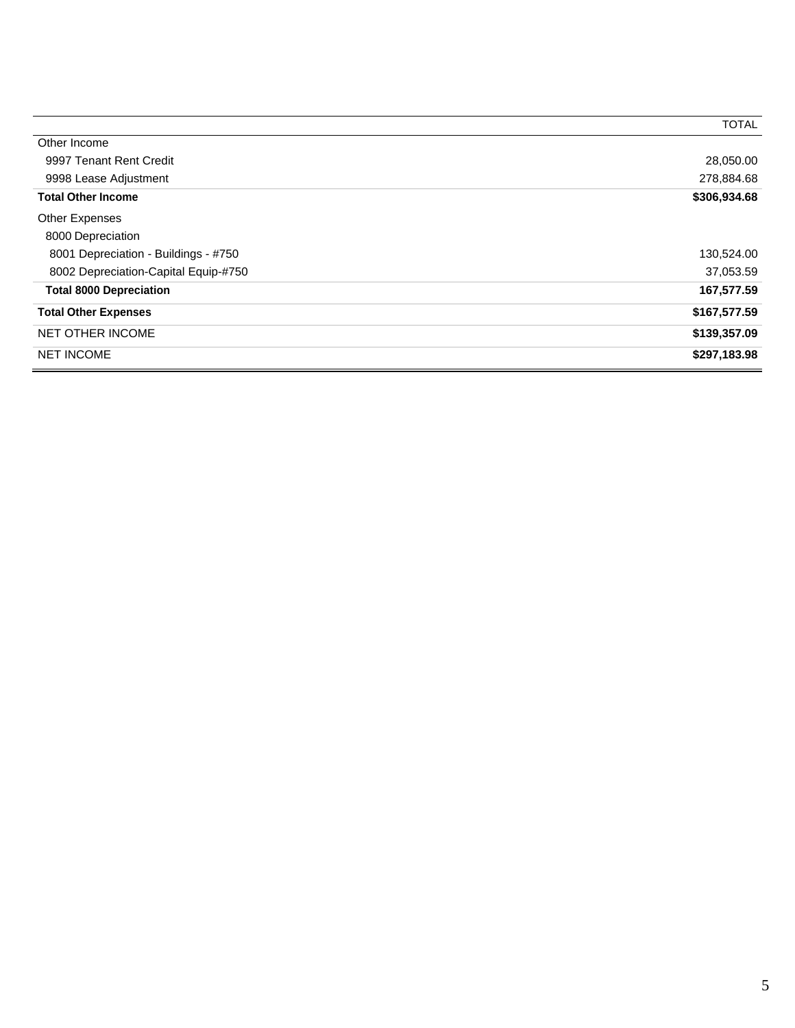| | TOTAL |
|---|---|
| Other Income | |
| 9997 Tenant Rent Credit | 28,050.00 |
| 9998 Lease Adjustment | 278,884.68 |
| **Total Other Income** | **$306,934.68** |
| Other Expenses | |
| 8000 Depreciation | |
| 8001 Depreciation - Buildings - #750 | 130,524.00 |
| 8002 Depreciation-Capital Equip-#750 | 37,053.59 |
| **Total 8000 Depreciation** | **167,577.59** |
| **Total Other Expenses** | **$167,577.59** |
| NET OTHER INCOME | **$139,357.09** |
| NET INCOME | **$297,183.98** |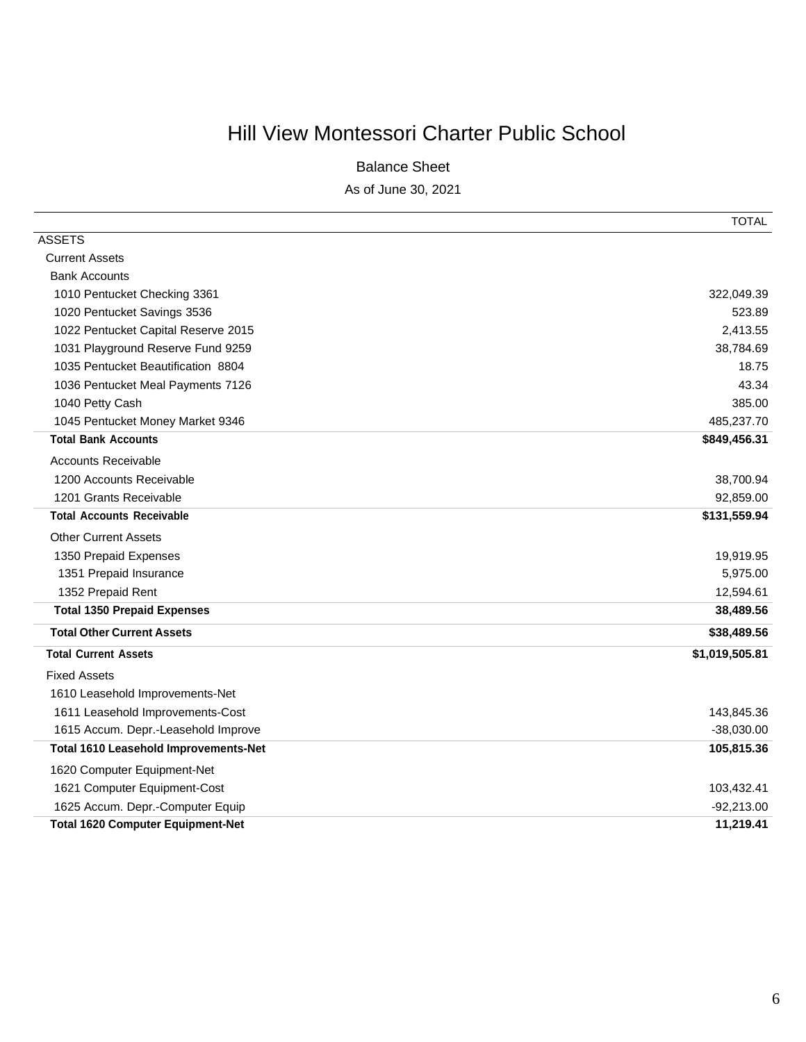# Hill View Montessori Charter Public School

## Balance Sheet

As of June 30, 2021

| | TOTAL |
|---|---|
| ASSETS | |
| Current Assets | |
| Bank Accounts | |
| 1010 Pentucket Checking 3361 | 322,049.39 |
| 1020 Pentucket Savings 3536 | 523.89 |
| 1022 Pentucket Capital Reserve 2015 | 2,413.55 |
| 1031 Playground Reserve Fund 9259 | 38,784.69 |
| 1035 Pentucket Beautification 8804 | 18.75 |
| 1036 Pentucket Meal Payments 7126 | 43.34 |
| 1040 Petty Cash | 385.00 |
| 1045 Pentucket Money Market 9346 | 485,237.70 |
| **Total Bank Accounts** | **$849,456.31** |
| Accounts Receivable | |
| 1200 Accounts Receivable | 38,700.94 |
| 1201 Grants Receivable | 92,859.00 |
| **Total Accounts Receivable** | **$131,559.94** |
| Other Current Assets | |
| 1350 Prepaid Expenses | 19,919.95 |
| 1351 Prepaid Insurance | 5,975.00 |
| 1352 Prepaid Rent | 12,594.61 |
| **Total 1350 Prepaid Expenses** | **38,489.56** |
| **Total Other Current Assets** | **$38,489.56** |
| **Total Current Assets** | **$1,019,505.81** |
| Fixed Assets | |
| 1610 Leasehold Improvements-Net | |
| 1611 Leasehold Improvements-Cost | 143,845.36 |
| 1615 Accum. Depr.-Leasehold Improve | -38,030.00 |
| **Total 1610 Leasehold Improvements-Net** | **105,815.36** |
| 1620 Computer Equipment-Net | |
| 1621 Computer Equipment-Cost | 103,432.41 |
| 1625 Accum. Depr.-Computer Equip | -92,213.00 |
| **Total 1620 Computer Equipment-Net** | **11,219.41** |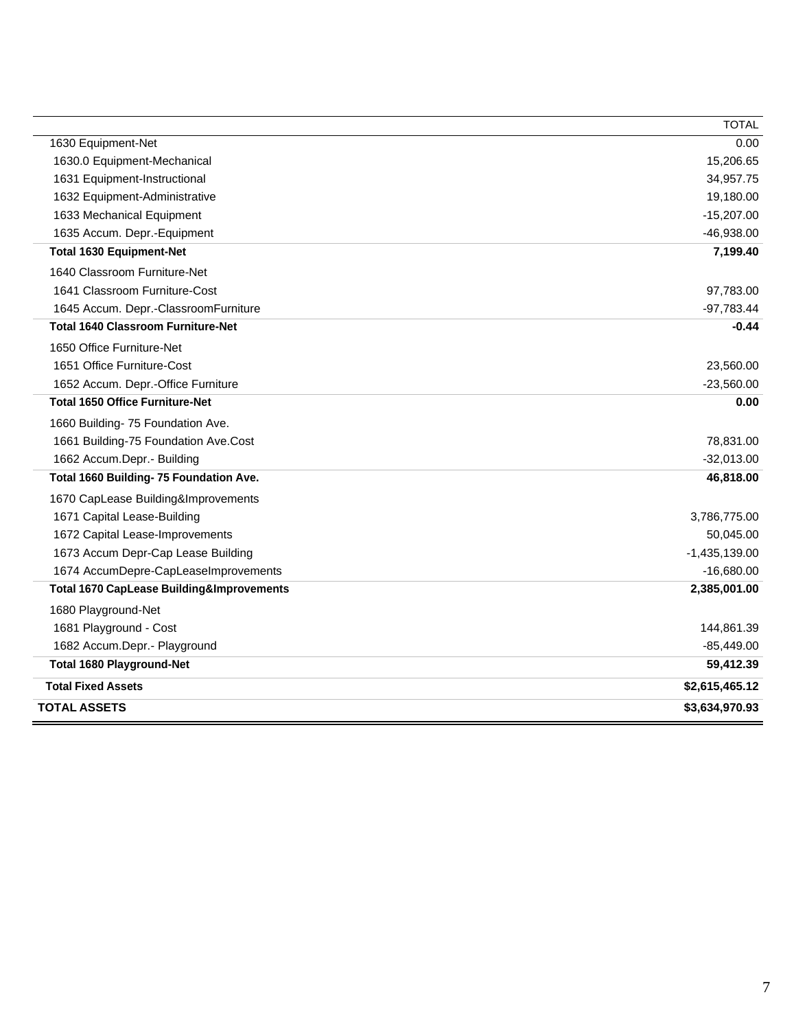| | TOTAL |
|---|---|
| 1630 Equipment-Net | 0.00 |
| 1630.0 Equipment-Mechanical | 15,206.65 |
| 1631 Equipment-Instructional | 34,957.75 |
| 1632 Equipment-Administrative | 19,180.00 |
| 1633 Mechanical Equipment | -15,207.00 |
| 1635 Accum. Depr.-Equipment | -46,938.00 |
| **Total 1630 Equipment-Net** | **7,199.40** |
| 1640 Classroom Furniture-Net | |
| 1641 Classroom Furniture-Cost | 97,783.00 |
| 1645 Accum. Depr.-ClassroomFurniture | -97,783.44 |
| **Total 1640 Classroom Furniture-Net** | **-0.44** |
| 1650 Office Furniture-Net | |
| 1651 Office Furniture-Cost | 23,560.00 |
| 1652 Accum. Depr.-Office Furniture | -23,560.00 |
| **Total 1650 Office Furniture-Net** | **0.00** |
| 1660 Building- 75 Foundation Ave. | |
| 1661 Building-75 Foundation Ave.Cost | 78,831.00 |
| 1662 Accum.Depr.- Building | -32,013.00 |
| **Total 1660 Building- 75 Foundation Ave.** | **46,818.00** |
| 1670 CapLease Building&Improvements | |
| 1671 Capital Lease-Building | 3,786,775.00 |
| 1672 Capital Lease-Improvements | 50,045.00 |
| 1673 Accum Depr-Cap Lease Building | -1,435,139.00 |
| 1674 AccumDepre-CapLeaseImprovements | -16,680.00 |
| **Total 1670 CapLease Building&Improvements** | **2,385,001.00** |
| 1680 Playground-Net | |
| 1681 Playground - Cost | 144,861.39 |
| 1682 Accum.Depr.- Playground | -85,449.00 |
| **Total 1680 Playground-Net** | **59,412.39** |
| **Total Fixed Assets** | **$2,615,465.12** |
| **TOTAL ASSETS** | **$3,634,970.93** |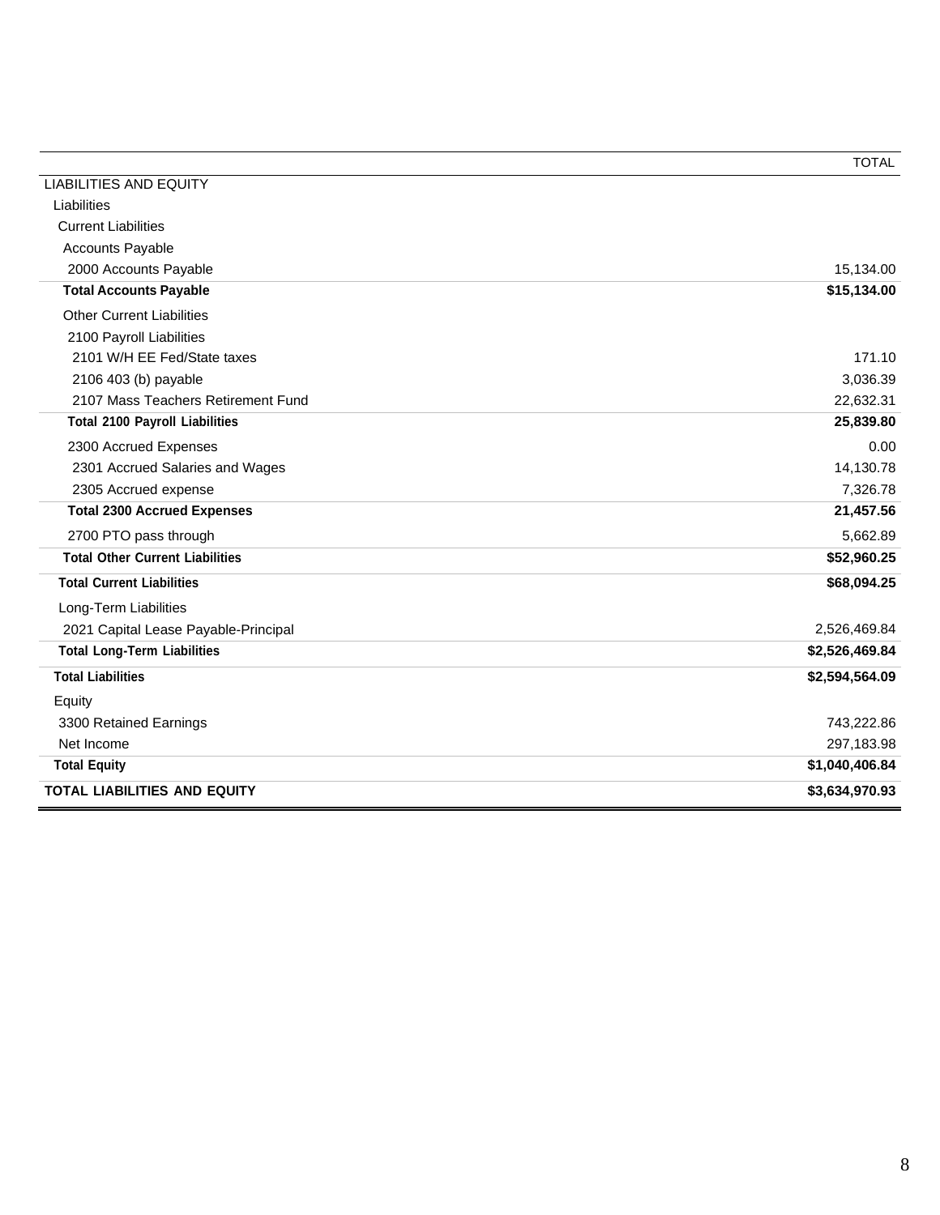| | TOTAL |
|---|---|
| LIABILITIES AND EQUITY | |
| Liabilities | |
| Current Liabilities | |
| Accounts Payable | |
| 2000 Accounts Payable | 15,134.00 |
| **Total Accounts Payable** | **$15,134.00** |
| Other Current Liabilities | |
| 2100 Payroll Liabilities | |
| 2101 W/H EE Fed/State taxes | 171.10 |
| 2106 403 (b) payable | 3,036.39 |
| 2107 Mass Teachers Retirement Fund | 22,632.31 |
| **Total 2100 Payroll Liabilities** | **25,839.80** |
| 2300 Accrued Expenses | 0.00 |
| 2301 Accrued Salaries and Wages | 14,130.78 |
| 2305 Accrued expense | 7,326.78 |
| **Total 2300 Accrued Expenses** | **21,457.56** |
| 2700 PTO pass through | 5,662.89 |
| **Total Other Current Liabilities** | **$52,960.25** |
| **Total Current Liabilities** | **$68,094.25** |
| Long-Term Liabilities | |
| 2021 Capital Lease Payable-Principal | 2,526,469.84 |
| **Total Long-Term Liabilities** | **$2,526,469.84** |
| **Total Liabilities** | **$2,594,564.09** |
| Equity | |
| 3300 Retained Earnings | 743,222.86 |
| Net Income | 297,183.98 |
| **Total Equity** | **$1,040,406.84** |
| **TOTAL LIABILITIES AND EQUITY** | **$3,634,970.93** |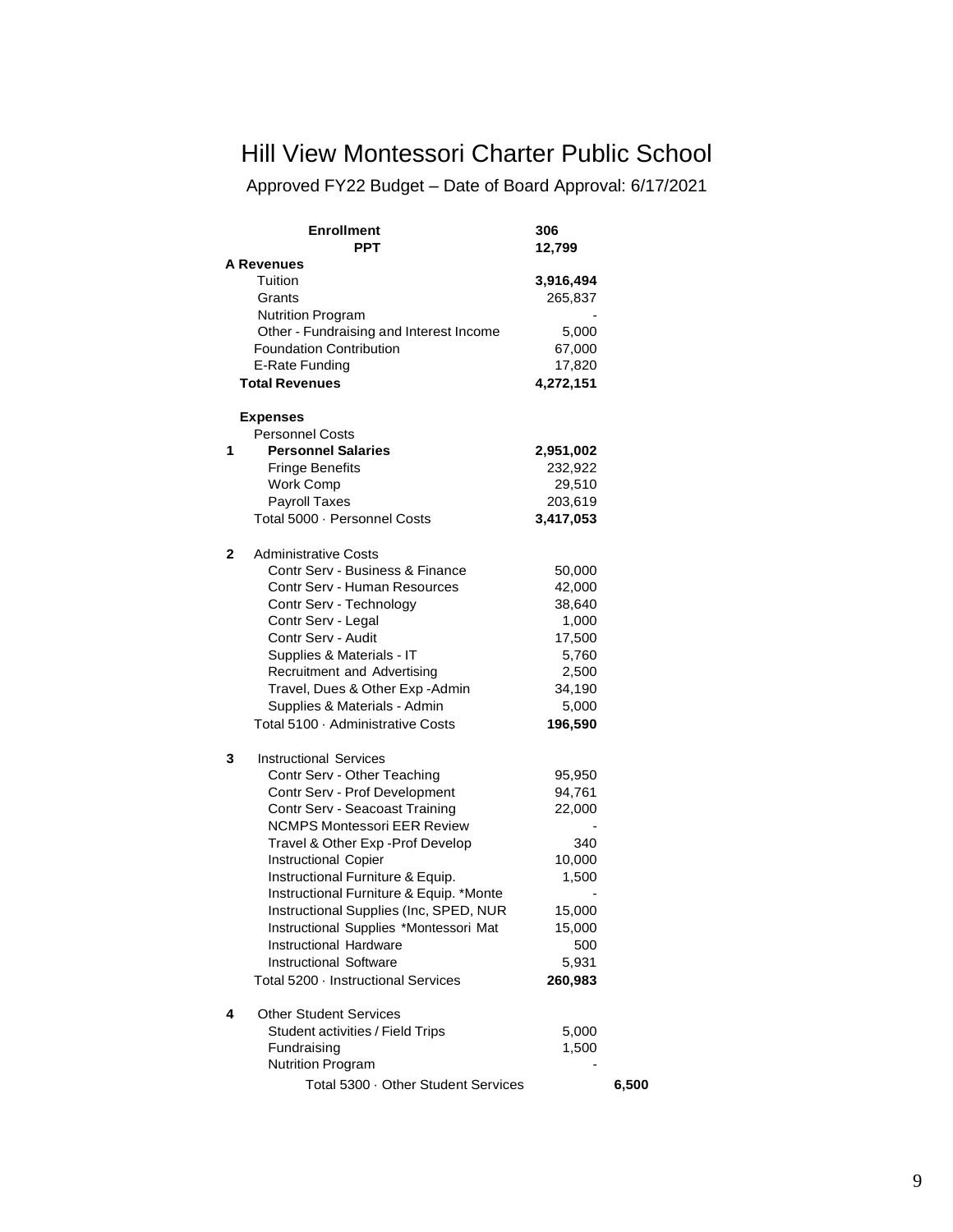# Hill View Montessori Charter Public School

Approved FY22 Budget – Date of Board Approval: 6/17/2021

| | | | |
|---|---|---|---|
| | **Enrollment** | **306** | |
| | **PPT** | **12,799** | |
| **A** | **Revenues** | | |
| | Tuition | **3,916,494** | |
| | Grants | 265,837 | |
| | Nutrition Program | - | |
| | Other - Fundraising and Interest Income | 5,000 | |
| | Foundation Contribution | 67,000 | |
| | E-Rate Funding | 17,820 | |
| | **Total Revenues** | **4,272,151** | |
| | | | |
| | **Expenses** | | |
| | Personnel Costs | | |
| 1 | **Personnel Salaries** | **2,951,002** | |
| | Fringe Benefits | 232,922 | |
| | Work Comp | 29,510 | |
| | Payroll Taxes | 203,619 | |
| | Total 5000 · Personnel Costs | **3,417,053** | |
| | | | |
| 2 | Administrative Costs | | |
| | Contr Serv - Business & Finance | 50,000 | |
| | Contr Serv - Human Resources | 42,000 | |
| | Contr Serv - Technology | 38,640 | |
| | Contr Serv - Legal | 1,000 | |
| | Contr Serv - Audit | 17,500 | |
| | Supplies & Materials - IT | 5,760 | |
| | Recruitment and Advertising | 2,500 | |
| | Travel, Dues & Other Exp -Admin | 34,190 | |
| | Supplies & Materials - Admin | 5,000 | |
| | Total 5100 · Administrative Costs | **196,590** | |
| | | | |
| 3 | Instructional Services | | |
| | Contr Serv - Other Teaching | 95,950 | |
| | Contr Serv - Prof Development | 94,761 | |
| | Contr Serv - Seacoast Training | 22,000 | |
| | NCMPS Montessori EER Review | - | |
| | Travel & Other Exp -Prof Develop | 340 | |
| | Instructional Copier | 10,000 | |
| | Instructional Furniture & Equip. | 1,500 | |
| | Instructional Furniture & Equip. *Monte | - | |
| | Instructional Supplies (Inc, SPED, NUR | 15,000 | |
| | Instructional Supplies *Montessori Mat | 15,000 | |
| | Instructional Hardware | 500 | |
| | Instructional Software | 5,931 | |
| | Total 5200 · Instructional Services | **260,983** | |
| | | | |
| 4 | Other Student Services | | |
| | Student activities / Field Trips | 5,000 | |
| | Fundraising | 1,500 | |
| | Nutrition Program | - | |
| | Total 5300 · Other Student Services | | **6,500** |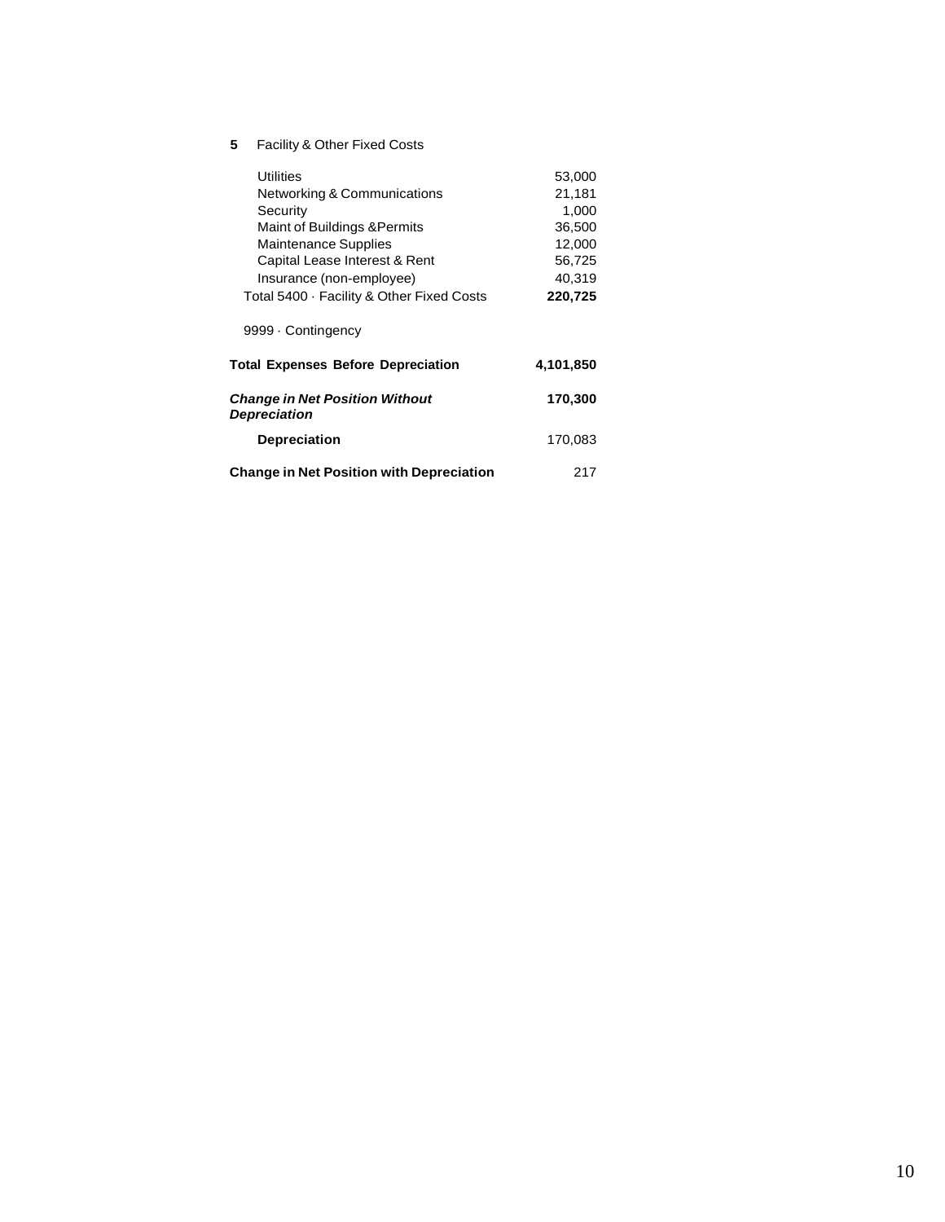**5** Facility & Other Fixed Costs

| | |
|---|---|
| Utilities | 53,000 |
| Networking & Communications | 21,181 |
| Security | 1,000 |
| Maint of Buildings &Permits | 36,500 |
| Maintenance Supplies | 12,000 |
| Capital Lease Interest & Rent | 56,725 |
| Insurance (non-employee) | 40,319 |
| Total 5400 · Facility & Other Fixed Costs | **220,725** |
| 9999 · Contingency | |
| **Total Expenses Before Depreciation** | **4,101,850** |
| ***Change in Net Position Without Depreciation*** | **170,300** |
| **Depreciation** | 170,083 |
| **Change in Net Position with Depreciation** | 217 |